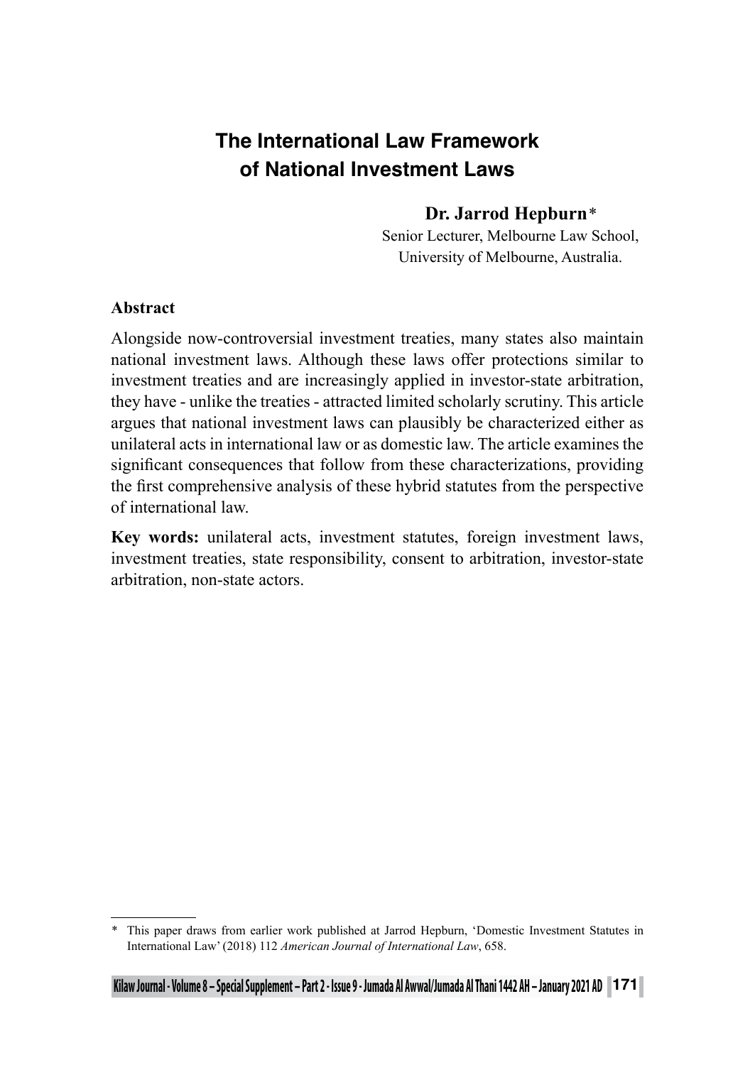# The International Law Framework of National Investment Laws

**Dr. Jarrod Hepburn***

Senior Lecturer, Melbourne Law School,
University of Melbourne, Australia.

## Abstract

Alongside now-controversial investment treaties, many states also maintain national investment laws. Although these laws offer protections similar to investment treaties and are increasingly applied in investor-state arbitration, they have - unlike the treaties - attracted limited scholarly scrutiny. This article argues that national investment laws can plausibly be characterized either as unilateral acts in international law or as domestic law. The article examines the significant consequences that follow from these characterizations, providing the first comprehensive analysis of these hybrid statutes from the perspective of international law.

**Key words:** unilateral acts, investment statutes, foreign investment laws, investment treaties, state responsibility, consent to arbitration, investor-state arbitration, non-state actors.

---

\* This paper draws from earlier work published at Jarrod Hepburn, 'Domestic Investment Statutes in International Law' (2018) 112 *American Journal of International Law*, 658.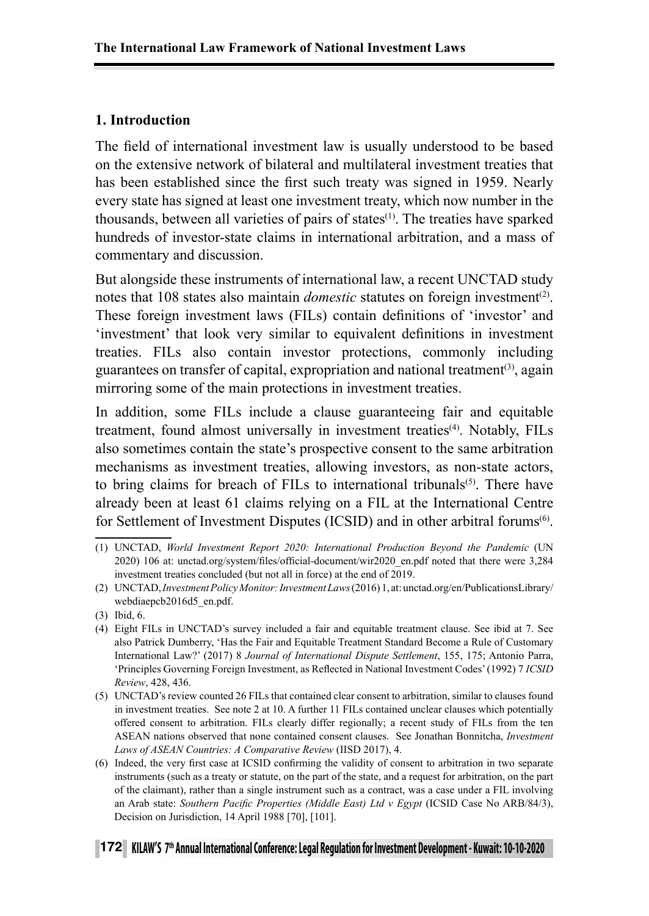## 1. Introduction

The field of international investment law is usually understood to be based on the extensive network of bilateral and multilateral investment treaties that has been established since the first such treaty was signed in 1959. Nearly every state has signed at least one investment treaty, which now number in the thousands, between all varieties of pairs of states[1]. The treaties have sparked hundreds of investor-state claims in international arbitration, and a mass of commentary and discussion.

But alongside these instruments of international law, a recent UNCTAD study notes that 108 states also maintain *domestic* statutes on foreign investment[2]. These foreign investment laws (FILs) contain definitions of 'investor' and 'investment' that look very similar to equivalent definitions in investment treaties. FILs also contain investor protections, commonly including guarantees on transfer of capital, expropriation and national treatment[3], again mirroring some of the main protections in investment treaties.

In addition, some FILs include a clause guaranteeing fair and equitable treatment, found almost universally in investment treaties[4]. Notably, FILs also sometimes contain the state's prospective consent to the same arbitration mechanisms as investment treaties, allowing investors, as non-state actors, to bring claims for breach of FILs to international tribunals[5]. There have already been at least 61 claims relying on a FIL at the International Centre for Settlement of Investment Disputes (ICSID) and in other arbitral forums[6].

---

(1) UNCTAD, *World Investment Report 2020: International Production Beyond the Pandemic* (UN 2020) 106 at: unctad.org/system/files/official-document/wir2020_en.pdf noted that there were 3,284 investment treaties concluded (but not all in force) at the end of 2019.

(2) UNCTAD, *Investment Policy Monitor: Investment Laws* (2016) 1, at: unctad.org/en/PublicationsLibrary/webdiaepcb2016d5_en.pdf.

(3) Ibid, 6.

(4) Eight FILs in UNCTAD's survey included a fair and equitable treatment clause. See ibid at 7. See also Patrick Dumberry, 'Has the Fair and Equitable Treatment Standard Become a Rule of Customary International Law?' (2017) 8 *Journal of International Dispute Settlement*, 155, 175; Antonio Parra, 'Principles Governing Foreign Investment, as Reflected in National Investment Codes' (1992) 7 *ICSID Review*, 428, 436.

(5) UNCTAD's review counted 26 FILs that contained clear consent to arbitration, similar to clauses found in investment treaties. See note 2 at 10. A further 11 FILs contained unclear clauses which potentially offered consent to arbitration. FILs clearly differ regionally; a recent study of FILs from the ten ASEAN nations observed that none contained consent clauses. See Jonathan Bonnitcha, *Investment Laws of ASEAN Countries: A Comparative Review* (IISD 2017), 4.

(6) Indeed, the very first case at ICSID confirming the validity of consent to arbitration in two separate instruments (such as a treaty or statute, on the part of the state, and a request for arbitration, on the part of the claimant), rather than a single instrument such as a contract, was a case under a FIL involving an Arab state: *Southern Pacific Properties (Middle East) Ltd v Egypt* (ICSID Case No ARB/84/3), Decision on Jurisdiction, 14 April 1988 [70], [101].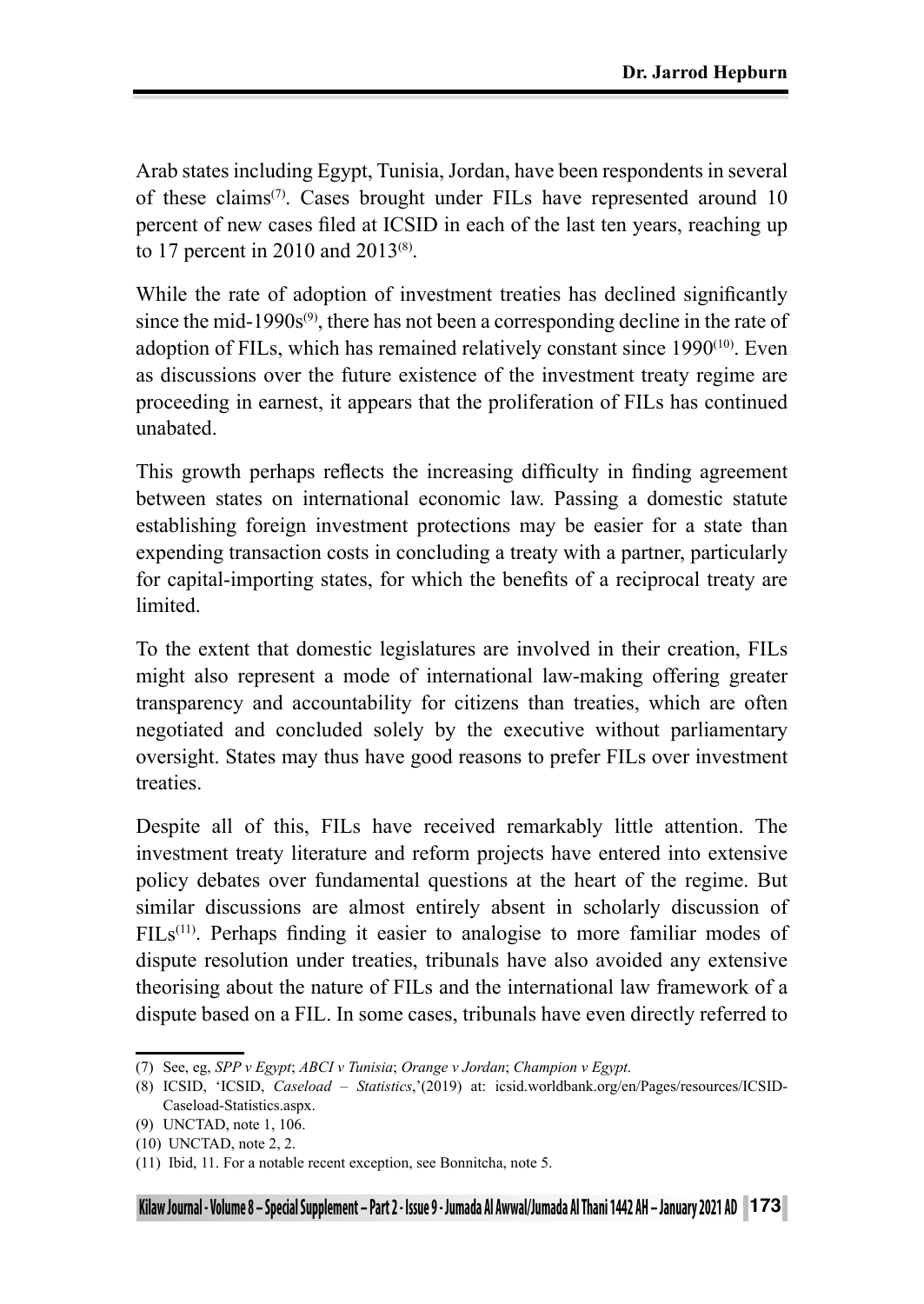Arab states including Egypt, Tunisia, Jordan, have been respondents in several of these claims[7]. Cases brought under FILs have represented around 10 percent of new cases filed at ICSID in each of the last ten years, reaching up to 17 percent in 2010 and 2013[8].

While the rate of adoption of investment treaties has declined significantly since the mid-1990s[9], there has not been a corresponding decline in the rate of adoption of FILs, which has remained relatively constant since 1990[10]. Even as discussions over the future existence of the investment treaty regime are proceeding in earnest, it appears that the proliferation of FILs has continued unabated.

This growth perhaps reflects the increasing difficulty in finding agreement between states on international economic law. Passing a domestic statute establishing foreign investment protections may be easier for a state than expending transaction costs in concluding a treaty with a partner, particularly for capital-importing states, for which the benefits of a reciprocal treaty are limited.

To the extent that domestic legislatures are involved in their creation, FILs might also represent a mode of international law-making offering greater transparency and accountability for citizens than treaties, which are often negotiated and concluded solely by the executive without parliamentary oversight. States may thus have good reasons to prefer FILs over investment treaties.

Despite all of this, FILs have received remarkably little attention. The investment treaty literature and reform projects have entered into extensive policy debates over fundamental questions at the heart of the regime. But similar discussions are almost entirely absent in scholarly discussion of FILs[11]. Perhaps finding it easier to analogise to more familiar modes of dispute resolution under treaties, tribunals have also avoided any extensive theorising about the nature of FILs and the international law framework of a dispute based on a FIL. In some cases, tribunals have even directly referred to

---

(7) See, eg, *SPP v Egypt*; *ABCI v Tunisia*; *Orange v Jordan*; *Champion v Egypt*.

(8) ICSID, 'ICSID, *Caseload – Statistics*,'(2019) at: icsid.worldbank.org/en/Pages/resources/ICSID-Caseload-Statistics.aspx.

(9) UNCTAD, note 1, 106.

(10) UNCTAD, note 2, 2.

(11) Ibid, 11. For a notable recent exception, see Bonnitcha, note 5.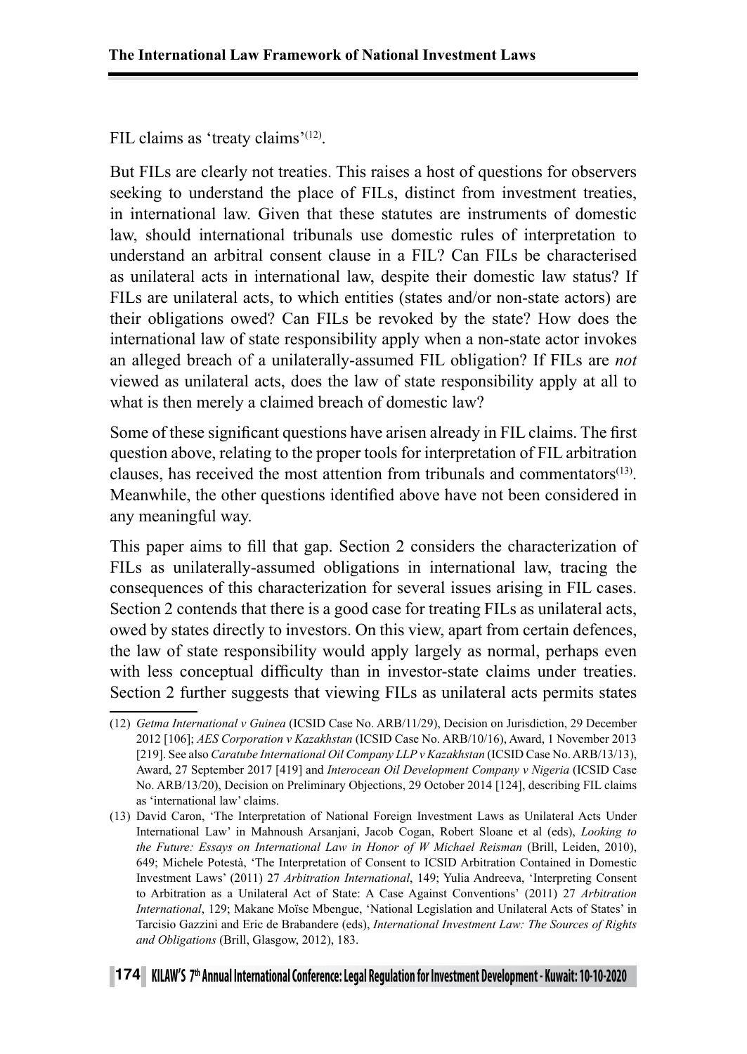FIL claims as 'treaty claims'[12].

But FILs are clearly not treaties. This raises a host of questions for observers seeking to understand the place of FILs, distinct from investment treaties, in international law. Given that these statutes are instruments of domestic law, should international tribunals use domestic rules of interpretation to understand an arbitral consent clause in a FIL? Can FILs be characterised as unilateral acts in international law, despite their domestic law status? If FILs are unilateral acts, to which entities (states and/or non-state actors) are their obligations owed? Can FILs be revoked by the state? How does the international law of state responsibility apply when a non-state actor invokes an alleged breach of a unilaterally-assumed FIL obligation? If FILs are *not* viewed as unilateral acts, does the law of state responsibility apply at all to what is then merely a claimed breach of domestic law?

Some of these significant questions have arisen already in FIL claims. The first question above, relating to the proper tools for interpretation of FIL arbitration clauses, has received the most attention from tribunals and commentators[13]. Meanwhile, the other questions identified above have not been considered in any meaningful way.

This paper aims to fill that gap. Section 2 considers the characterization of FILs as unilaterally-assumed obligations in international law, tracing the consequences of this characterization for several issues arising in FIL cases. Section 2 contends that there is a good case for treating FILs as unilateral acts, owed by states directly to investors. On this view, apart from certain defences, the law of state responsibility would apply largely as normal, perhaps even with less conceptual difficulty than in investor-state claims under treaties. Section 2 further suggests that viewing FILs as unilateral acts permits states

---

(12) *Getma International v Guinea* (ICSID Case No. ARB/11/29), Decision on Jurisdiction, 29 December 2012 [106]; *AES Corporation v Kazakhstan* (ICSID Case No. ARB/10/16), Award, 1 November 2013 [219]. See also *Caratube International Oil Company LLP v Kazakhstan* (ICSID Case No. ARB/13/13), Award, 27 September 2017 [419] and *Interocean Oil Development Company v Nigeria* (ICSID Case No. ARB/13/20), Decision on Preliminary Objections, 29 October 2014 [124], describing FIL claims as 'international law' claims.

(13) David Caron, 'The Interpretation of National Foreign Investment Laws as Unilateral Acts Under International Law' in Mahnoush Arsanjani, Jacob Cogan, Robert Sloane et al (eds), *Looking to the Future: Essays on International Law in Honor of W Michael Reisman* (Brill, Leiden, 2010), 649; Michele Potestà, 'The Interpretation of Consent to ICSID Arbitration Contained in Domestic Investment Laws' (2011) 27 *Arbitration International*, 149; Yulia Andreeva, 'Interpreting Consent to Arbitration as a Unilateral Act of State: A Case Against Conventions' (2011) 27 *Arbitration International*, 129; Makane Moïse Mbengue, 'National Legislation and Unilateral Acts of States' in Tarcisio Gazzini and Eric de Brabandere (eds), *International Investment Law: The Sources of Rights and Obligations* (Brill, Glasgow, 2012), 183.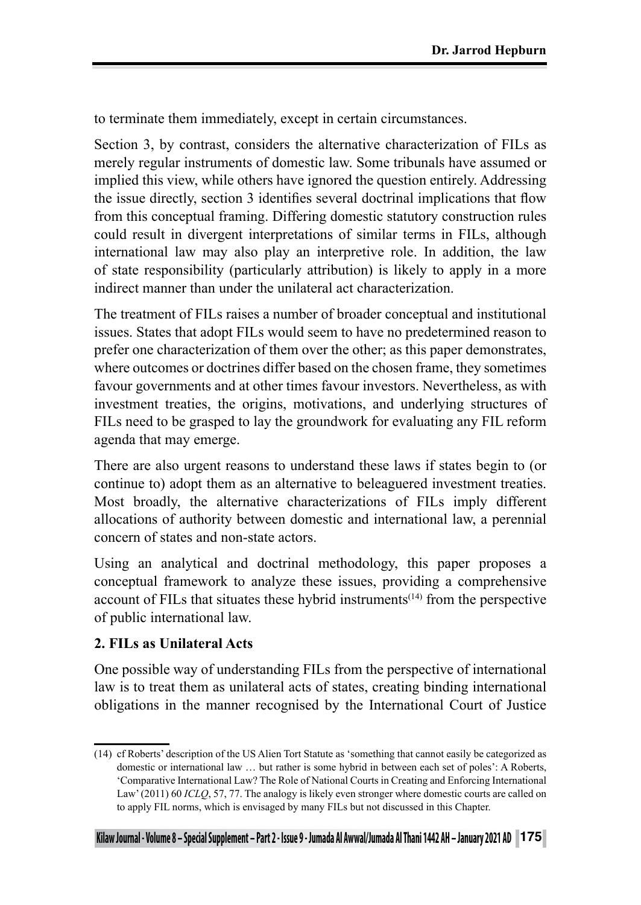to terminate them immediately, except in certain circumstances.

Section 3, by contrast, considers the alternative characterization of FILs as merely regular instruments of domestic law. Some tribunals have assumed or implied this view, while others have ignored the question entirely. Addressing the issue directly, section 3 identifies several doctrinal implications that flow from this conceptual framing. Differing domestic statutory construction rules could result in divergent interpretations of similar terms in FILs, although international law may also play an interpretive role. In addition, the law of state responsibility (particularly attribution) is likely to apply in a more indirect manner than under the unilateral act characterization.

The treatment of FILs raises a number of broader conceptual and institutional issues. States that adopt FILs would seem to have no predetermined reason to prefer one characterization of them over the other; as this paper demonstrates, where outcomes or doctrines differ based on the chosen frame, they sometimes favour governments and at other times favour investors. Nevertheless, as with investment treaties, the origins, motivations, and underlying structures of FILs need to be grasped to lay the groundwork for evaluating any FIL reform agenda that may emerge.

There are also urgent reasons to understand these laws if states begin to (or continue to) adopt them as an alternative to beleaguered investment treaties. Most broadly, the alternative characterizations of FILs imply different allocations of authority between domestic and international law, a perennial concern of states and non-state actors.

Using an analytical and doctrinal methodology, this paper proposes a conceptual framework to analyze these issues, providing a comprehensive account of FILs that situates these hybrid instruments(14) from the perspective of public international law.

## 2. FILs as Unilateral Acts

One possible way of understanding FILs from the perspective of international law is to treat them as unilateral acts of states, creating binding international obligations in the manner recognised by the International Court of Justice

---

(14) cf Roberts' description of the US Alien Tort Statute as 'something that cannot easily be categorized as domestic or international law … but rather is some hybrid in between each set of poles': A Roberts, 'Comparative International Law? The Role of National Courts in Creating and Enforcing International Law' (2011) 60 *ICLQ*, 57, 77. The analogy is likely even stronger where domestic courts are called on to apply FIL norms, which is envisaged by many FILs but not discussed in this Chapter.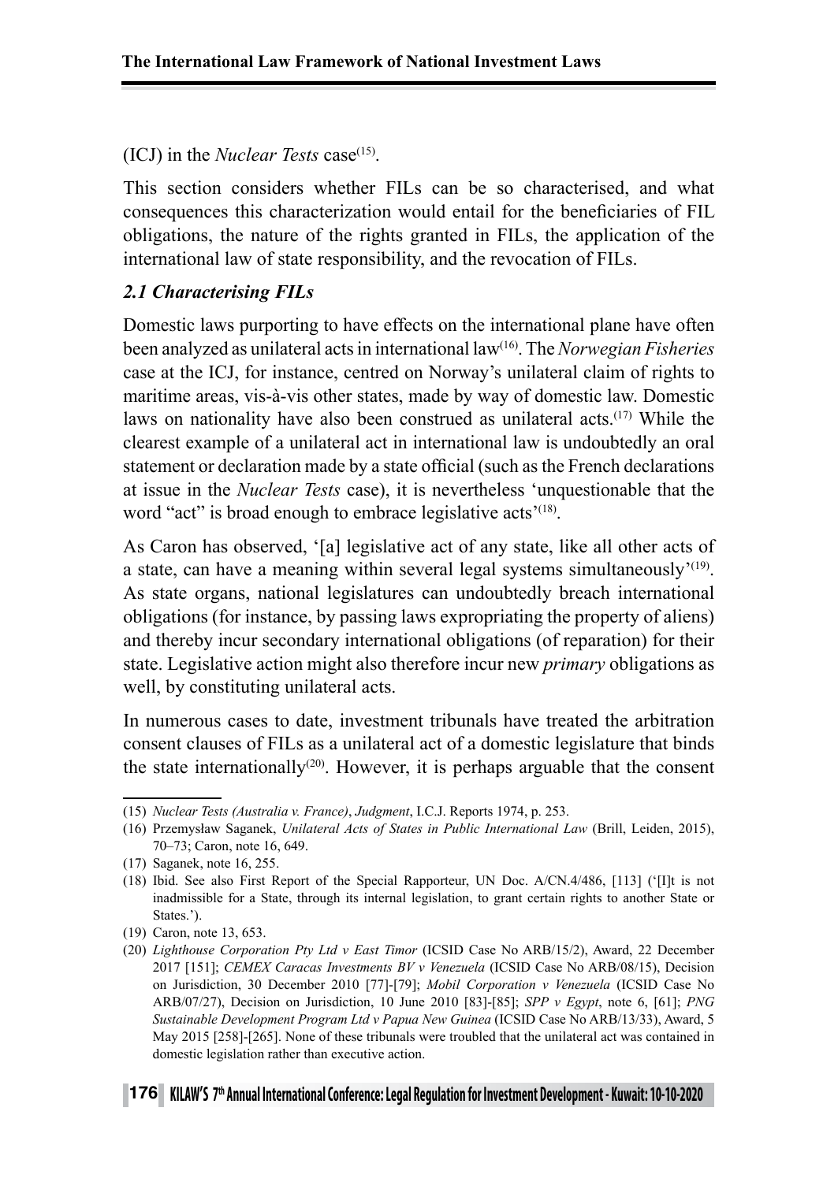(ICJ) in the *Nuclear Tests* case[15].

This section considers whether FILs can be so characterised, and what consequences this characterization would entail for the beneficiaries of FIL obligations, the nature of the rights granted in FILs, the application of the international law of state responsibility, and the revocation of FILs.

### *2.1 Characterising FILs*

Domestic laws purporting to have effects on the international plane have often been analyzed as unilateral acts in international law[16]. The *Norwegian Fisheries* case at the ICJ, for instance, centred on Norway's unilateral claim of rights to maritime areas, vis-à-vis other states, made by way of domestic law. Domestic laws on nationality have also been construed as unilateral acts.[17] While the clearest example of a unilateral act in international law is undoubtedly an oral statement or declaration made by a state official (such as the French declarations at issue in the *Nuclear Tests* case), it is nevertheless 'unquestionable that the word "act" is broad enough to embrace legislative acts'[18].

As Caron has observed, '[a] legislative act of any state, like all other acts of a state, can have a meaning within several legal systems simultaneously'[19]. As state organs, national legislatures can undoubtedly breach international obligations (for instance, by passing laws expropriating the property of aliens) and thereby incur secondary international obligations (of reparation) for their state. Legislative action might also therefore incur new *primary* obligations as well, by constituting unilateral acts.

In numerous cases to date, investment tribunals have treated the arbitration consent clauses of FILs as a unilateral act of a domestic legislature that binds the state internationally[20]. However, it is perhaps arguable that the consent

---

(15) *Nuclear Tests (Australia v. France)*, *Judgment*, I.C.J. Reports 1974, p. 253.

(16) Przemysław Saganek, *Unilateral Acts of States in Public International Law* (Brill, Leiden, 2015), 70–73; Caron, note 16, 649.

(17) Saganek, note 16, 255.

(18) Ibid. See also First Report of the Special Rapporteur, UN Doc. A/CN.4/486, [113] ('[I]t is not inadmissible for a State, through its internal legislation, to grant certain rights to another State or States.').

(19) Caron, note 13, 653.

(20) *Lighthouse Corporation Pty Ltd v East Timor* (ICSID Case No ARB/15/2), Award, 22 December 2017 [151]; *CEMEX Caracas Investments BV v Venezuela* (ICSID Case No ARB/08/15), Decision on Jurisdiction, 30 December 2010 [77]-[79]; *Mobil Corporation v Venezuela* (ICSID Case No ARB/07/27), Decision on Jurisdiction, 10 June 2010 [83]-[85]; *SPP v Egypt*, note 6, [61]; *PNG Sustainable Development Program Ltd v Papua New Guinea* (ICSID Case No ARB/13/33), Award, 5 May 2015 [258]-[265]. None of these tribunals were troubled that the unilateral act was contained in domestic legislation rather than executive action.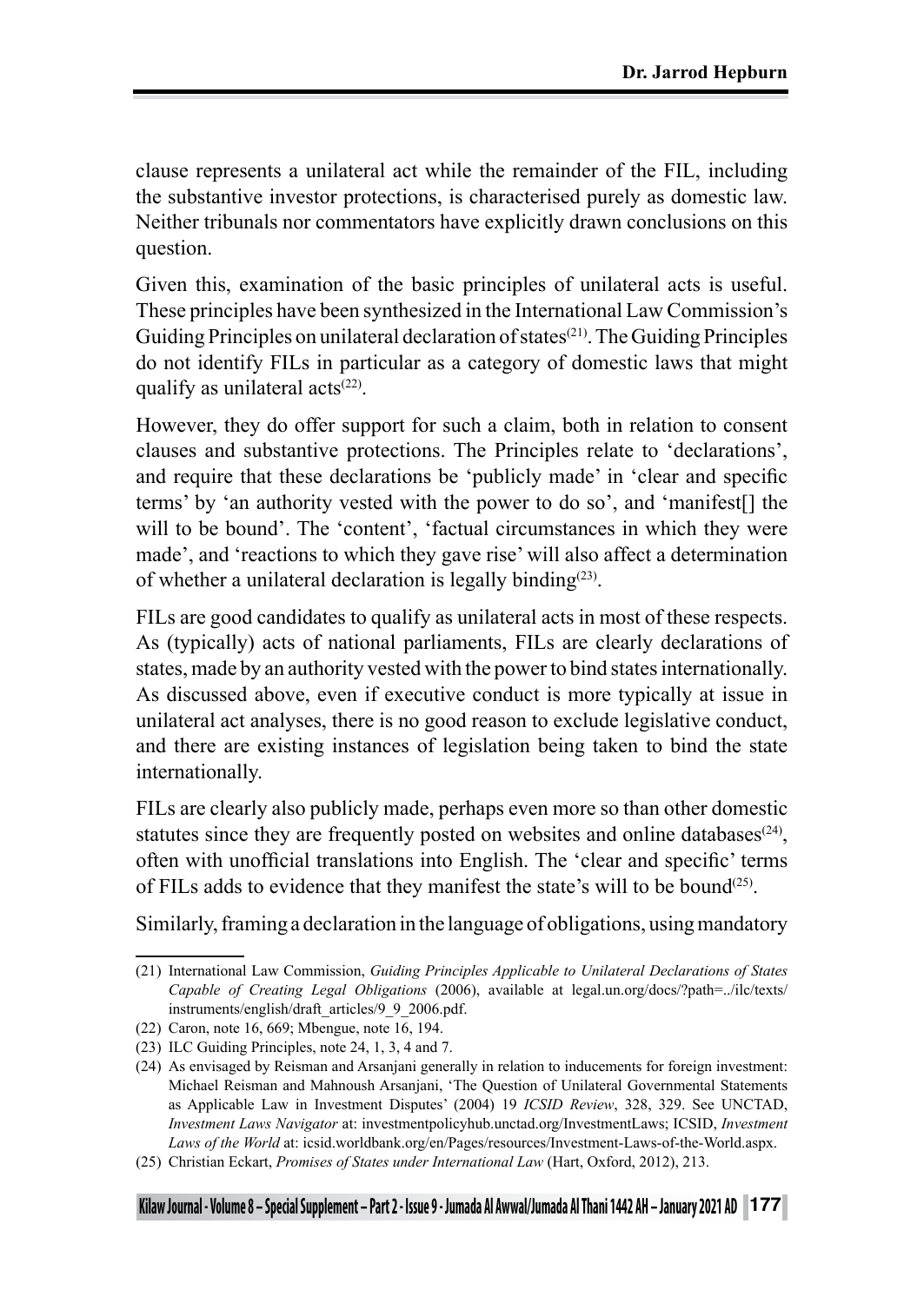clause represents a unilateral act while the remainder of the FIL, including the substantive investor protections, is characterised purely as domestic law. Neither tribunals nor commentators have explicitly drawn conclusions on this question.

Given this, examination of the basic principles of unilateral acts is useful. These principles have been synthesized in the International Law Commission's Guiding Principles on unilateral declaration of states[(21)]. The Guiding Principles do not identify FILs in particular as a category of domestic laws that might qualify as unilateral acts[(22)].

However, they do offer support for such a claim, both in relation to consent clauses and substantive protections. The Principles relate to 'declarations', and require that these declarations be 'publicly made' in 'clear and specific terms' by 'an authority vested with the power to do so', and 'manifest[] the will to be bound'. The 'content', 'factual circumstances in which they were made', and 'reactions to which they gave rise' will also affect a determination of whether a unilateral declaration is legally binding[(23)].

FILs are good candidates to qualify as unilateral acts in most of these respects. As (typically) acts of national parliaments, FILs are clearly declarations of states, made by an authority vested with the power to bind states internationally. As discussed above, even if executive conduct is more typically at issue in unilateral act analyses, there is no good reason to exclude legislative conduct, and there are existing instances of legislation being taken to bind the state internationally.

FILs are clearly also publicly made, perhaps even more so than other domestic statutes since they are frequently posted on websites and online databases[(24)], often with unofficial translations into English. The 'clear and specific' terms of FILs adds to evidence that they manifest the state's will to be bound[(25)].

Similarly, framing a declaration in the language of obligations, using mandatory

---

(21) International Law Commission, *Guiding Principles Applicable to Unilateral Declarations of States Capable of Creating Legal Obligations* (2006), available at legal.un.org/docs/?path=../ilc/texts/instruments/english/draft_articles/9_9_2006.pdf.

(22) Caron, note 16, 669; Mbengue, note 16, 194.

(23) ILC Guiding Principles, note 24, 1, 3, 4 and 7.

(24) As envisaged by Reisman and Arsanjani generally in relation to inducements for foreign investment: Michael Reisman and Mahnoush Arsanjani, 'The Question of Unilateral Governmental Statements as Applicable Law in Investment Disputes' (2004) 19 *ICSID Review*, 328, 329. See UNCTAD, *Investment Laws Navigator* at: investmentpolicyhub.unctad.org/InvestmentLaws; ICSID, *Investment Laws of the World* at: icsid.worldbank.org/en/Pages/resources/Investment-Laws-of-the-World.aspx.

(25) Christian Eckart, *Promises of States under International Law* (Hart, Oxford, 2012), 213.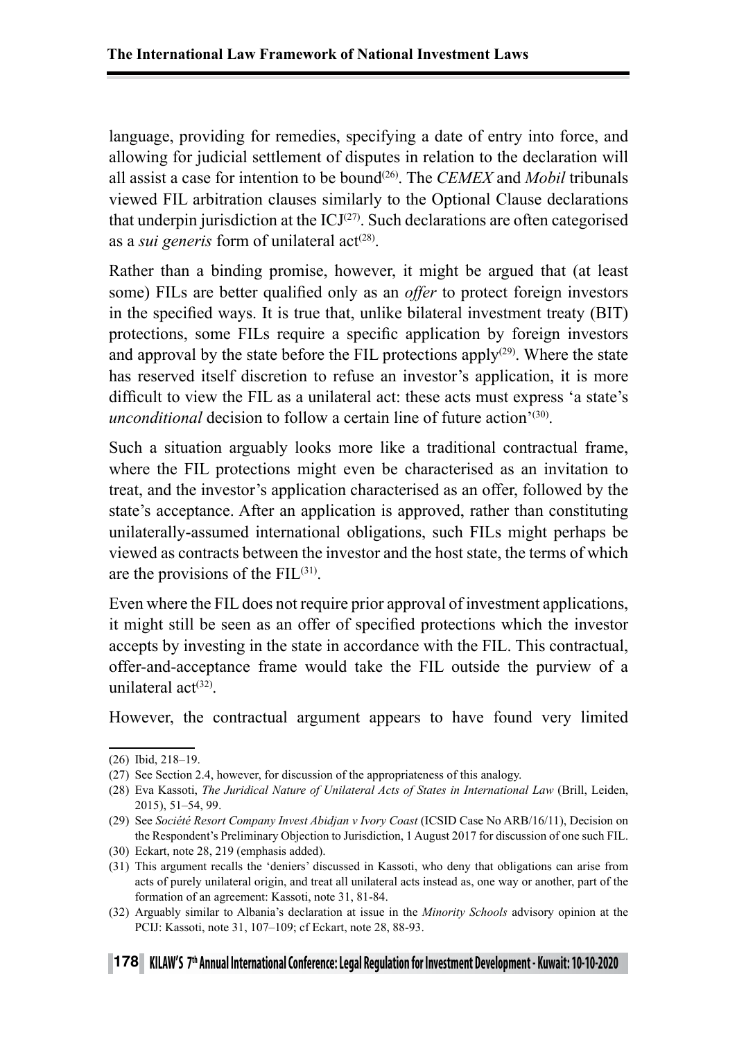language, providing for remedies, specifying a date of entry into force, and allowing for judicial settlement of disputes in relation to the declaration will all assist a case for intention to be bound[26]. The *CEMEX* and *Mobil* tribunals viewed FIL arbitration clauses similarly to the Optional Clause declarations that underpin jurisdiction at the ICJ[27]. Such declarations are often categorised as a *sui generis* form of unilateral act[28].

Rather than a binding promise, however, it might be argued that (at least some) FILs are better qualified only as an *offer* to protect foreign investors in the specified ways. It is true that, unlike bilateral investment treaty (BIT) protections, some FILs require a specific application by foreign investors and approval by the state before the FIL protections apply[29]. Where the state has reserved itself discretion to refuse an investor's application, it is more difficult to view the FIL as a unilateral act: these acts must express 'a state's *unconditional* decision to follow a certain line of future action'[30].

Such a situation arguably looks more like a traditional contractual frame, where the FIL protections might even be characterised as an invitation to treat, and the investor's application characterised as an offer, followed by the state's acceptance. After an application is approved, rather than constituting unilaterally-assumed international obligations, such FILs might perhaps be viewed as contracts between the investor and the host state, the terms of which are the provisions of the FIL[31].

Even where the FIL does not require prior approval of investment applications, it might still be seen as an offer of specified protections which the investor accepts by investing in the state in accordance with the FIL. This contractual, offer-and-acceptance frame would take the FIL outside the purview of a unilateral act[32].

However, the contractual argument appears to have found very limited

---

(26) Ibid, 218–19.

(27) See Section 2.4, however, for discussion of the appropriateness of this analogy.

(28) Eva Kassoti, *The Juridical Nature of Unilateral Acts of States in International Law* (Brill, Leiden, 2015), 51–54, 99.

(29) See *Société Resort Company Invest Abidjan v Ivory Coast* (ICSID Case No ARB/16/11), Decision on the Respondent's Preliminary Objection to Jurisdiction, 1 August 2017 for discussion of one such FIL.

(30) Eckart, note 28, 219 (emphasis added).

(31) This argument recalls the 'deniers' discussed in Kassoti, who deny that obligations can arise from acts of purely unilateral origin, and treat all unilateral acts instead as, one way or another, part of the formation of an agreement: Kassoti, note 31, 81-84.

(32) Arguably similar to Albania's declaration at issue in the *Minority Schools* advisory opinion at the PCIJ: Kassoti, note 31, 107–109; cf Eckart, note 28, 88-93.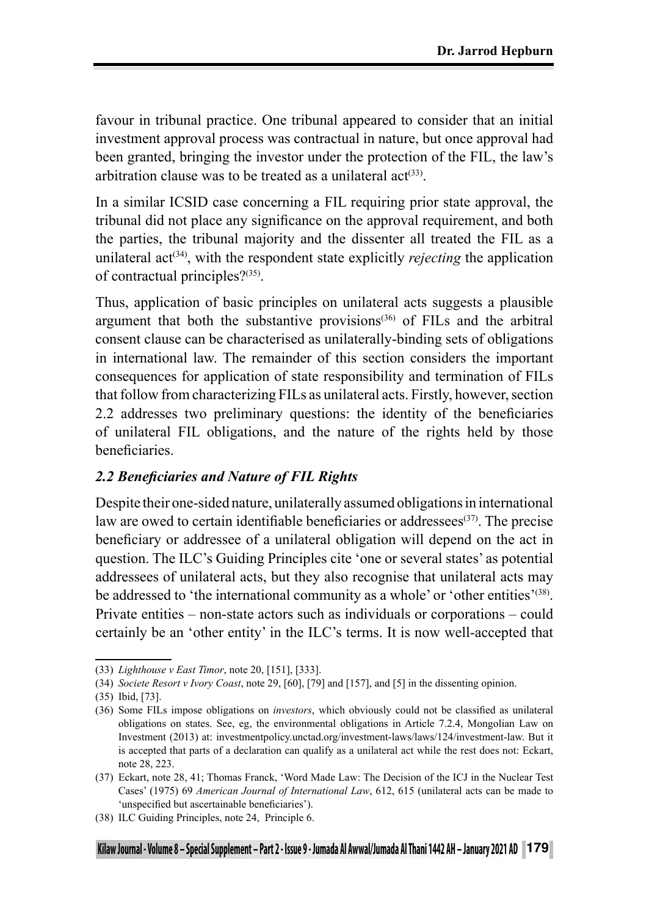favour in tribunal practice. One tribunal appeared to consider that an initial investment approval process was contractual in nature, but once approval had been granted, bringing the investor under the protection of the FIL, the law's arbitration clause was to be treated as a unilateral act[33].

In a similar ICSID case concerning a FIL requiring prior state approval, the tribunal did not place any significance on the approval requirement, and both the parties, the tribunal majority and the dissenter all treated the FIL as a unilateral act[34], with the respondent state explicitly *rejecting* the application of contractual principles?[35].

Thus, application of basic principles on unilateral acts suggests a plausible argument that both the substantive provisions[36] of FILs and the arbitral consent clause can be characterised as unilaterally-binding sets of obligations in international law. The remainder of this section considers the important consequences for application of state responsibility and termination of FILs that follow from characterizing FILs as unilateral acts. Firstly, however, section 2.2 addresses two preliminary questions: the identity of the beneficiaries of unilateral FIL obligations, and the nature of the rights held by those beneficiaries.

### *2.2 Beneficiaries and Nature of FIL Rights*

Despite their one-sided nature, unilaterally assumed obligations in international law are owed to certain identifiable beneficiaries or addressees[37]. The precise beneficiary or addressee of a unilateral obligation will depend on the act in question. The ILC's Guiding Principles cite 'one or several states' as potential addressees of unilateral acts, but they also recognise that unilateral acts may be addressed to 'the international community as a whole' or 'other entities'[38]. Private entities – non-state actors such as individuals or corporations – could certainly be an 'other entity' in the ILC's terms. It is now well-accepted that

---

(33) *Lighthouse v East Timor*, note 20, [151], [333].

(34) *Societe Resort v Ivory Coast*, note 29, [60], [79] and [157], and [5] in the dissenting opinion.

(35) Ibid, [73].

(36) Some FILs impose obligations on *investors*, which obviously could not be classified as unilateral obligations on states. See, eg, the environmental obligations in Article 7.2.4, Mongolian Law on Investment (2013) at: investmentpolicy.unctad.org/investment-laws/laws/124/investment-law. But it is accepted that parts of a declaration can qualify as a unilateral act while the rest does not: Eckart, note 28, 223.

(37) Eckart, note 28, 41; Thomas Franck, 'Word Made Law: The Decision of the ICJ in the Nuclear Test Cases' (1975) 69 *American Journal of International Law*, 612, 615 (unilateral acts can be made to 'unspecified but ascertainable beneficiaries').

(38) ILC Guiding Principles, note 24, Principle 6.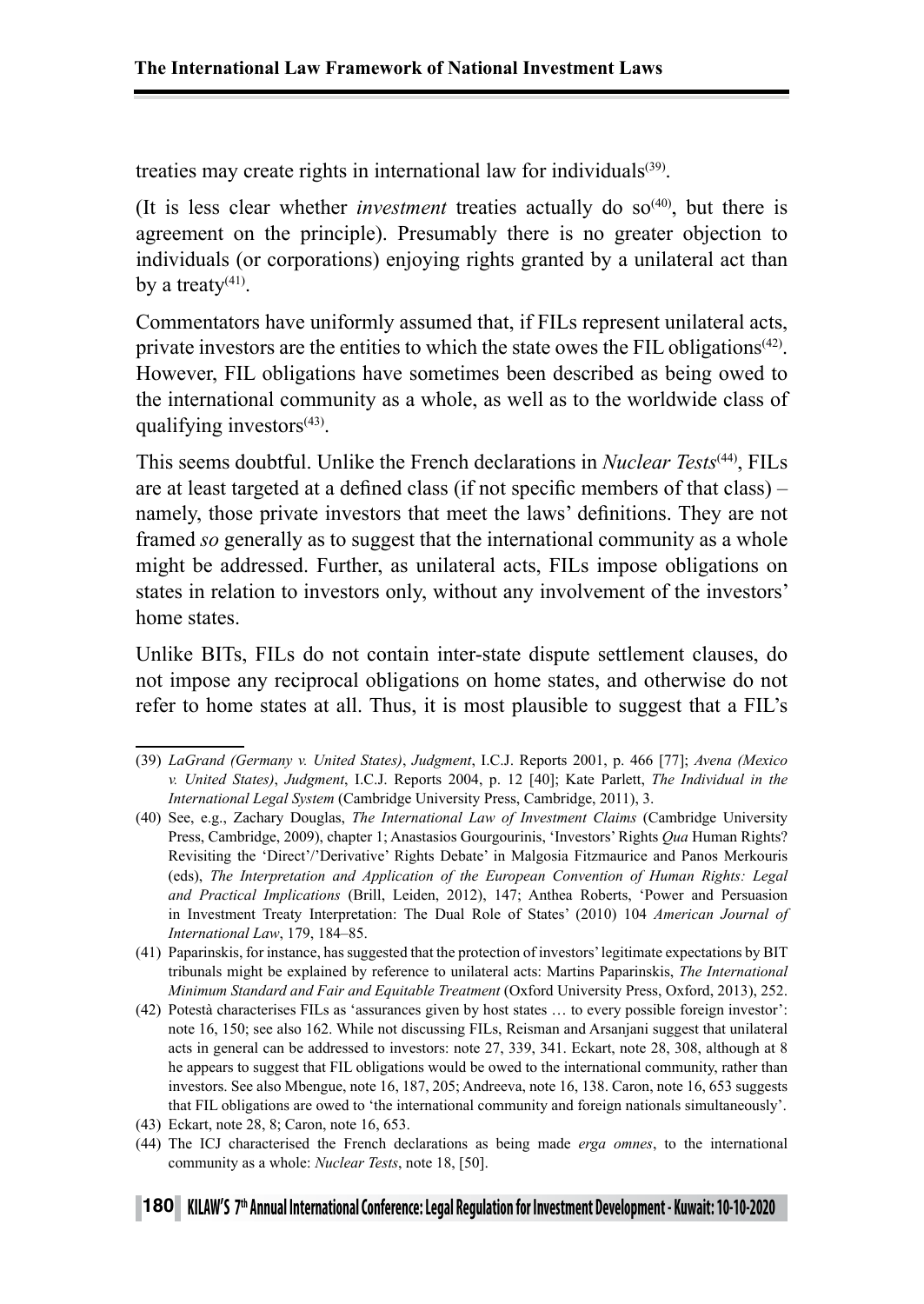treaties may create rights in international law for individuals[39].

(It is less clear whether *investment* treaties actually do so[40], but there is agreement on the principle). Presumably there is no greater objection to individuals (or corporations) enjoying rights granted by a unilateral act than by a treaty[41].

Commentators have uniformly assumed that, if FILs represent unilateral acts, private investors are the entities to which the state owes the FIL obligations[42]. However, FIL obligations have sometimes been described as being owed to the international community as a whole, as well as to the worldwide class of qualifying investors[43].

This seems doubtful. Unlike the French declarations in *Nuclear Tests*[44], FILs are at least targeted at a defined class (if not specific members of that class) – namely, those private investors that meet the laws' definitions. They are not framed *so* generally as to suggest that the international community as a whole might be addressed. Further, as unilateral acts, FILs impose obligations on states in relation to investors only, without any involvement of the investors' home states.

Unlike BITs, FILs do not contain inter-state dispute settlement clauses, do not impose any reciprocal obligations on home states, and otherwise do not refer to home states at all. Thus, it is most plausible to suggest that a FIL's

---

(39) *LaGrand (Germany v. United States)*, *Judgment*, I.C.J. Reports 2001, p. 466 [77]; *Avena (Mexico v. United States)*, *Judgment*, I.C.J. Reports 2004, p. 12 [40]; Kate Parlett, *The Individual in the International Legal System* (Cambridge University Press, Cambridge, 2011), 3.

(40) See, e.g., Zachary Douglas, *The International Law of Investment Claims* (Cambridge University Press, Cambridge, 2009), chapter 1; Anastasios Gourgourinis, 'Investors' Rights *Qua* Human Rights? Revisiting the 'Direct'/'Derivative' Rights Debate' in Malgosia Fitzmaurice and Panos Merkouris (eds), *The Interpretation and Application of the European Convention of Human Rights: Legal and Practical Implications* (Brill, Leiden, 2012), 147; Anthea Roberts, 'Power and Persuasion in Investment Treaty Interpretation: The Dual Role of States' (2010) 104 *American Journal of International Law*, 179, 184–85.

(41) Paparinskis, for instance, has suggested that the protection of investors' legitimate expectations by BIT tribunals might be explained by reference to unilateral acts: Martins Paparinskis, *The International Minimum Standard and Fair and Equitable Treatment* (Oxford University Press, Oxford, 2013), 252.

(42) Potestà characterises FILs as 'assurances given by host states … to every possible foreign investor': note 16, 150; see also 162. While not discussing FILs, Reisman and Arsanjani suggest that unilateral acts in general can be addressed to investors: note 27, 339, 341. Eckart, note 28, 308, although at 8 he appears to suggest that FIL obligations would be owed to the international community, rather than investors. See also Mbengue, note 16, 187, 205; Andreeva, note 16, 138. Caron, note 16, 653 suggests that FIL obligations are owed to 'the international community and foreign nationals simultaneously'.

(43) Eckart, note 28, 8; Caron, note 16, 653.

(44) The ICJ characterised the French declarations as being made *erga omnes*, to the international community as a whole: *Nuclear Tests*, note 18, [50].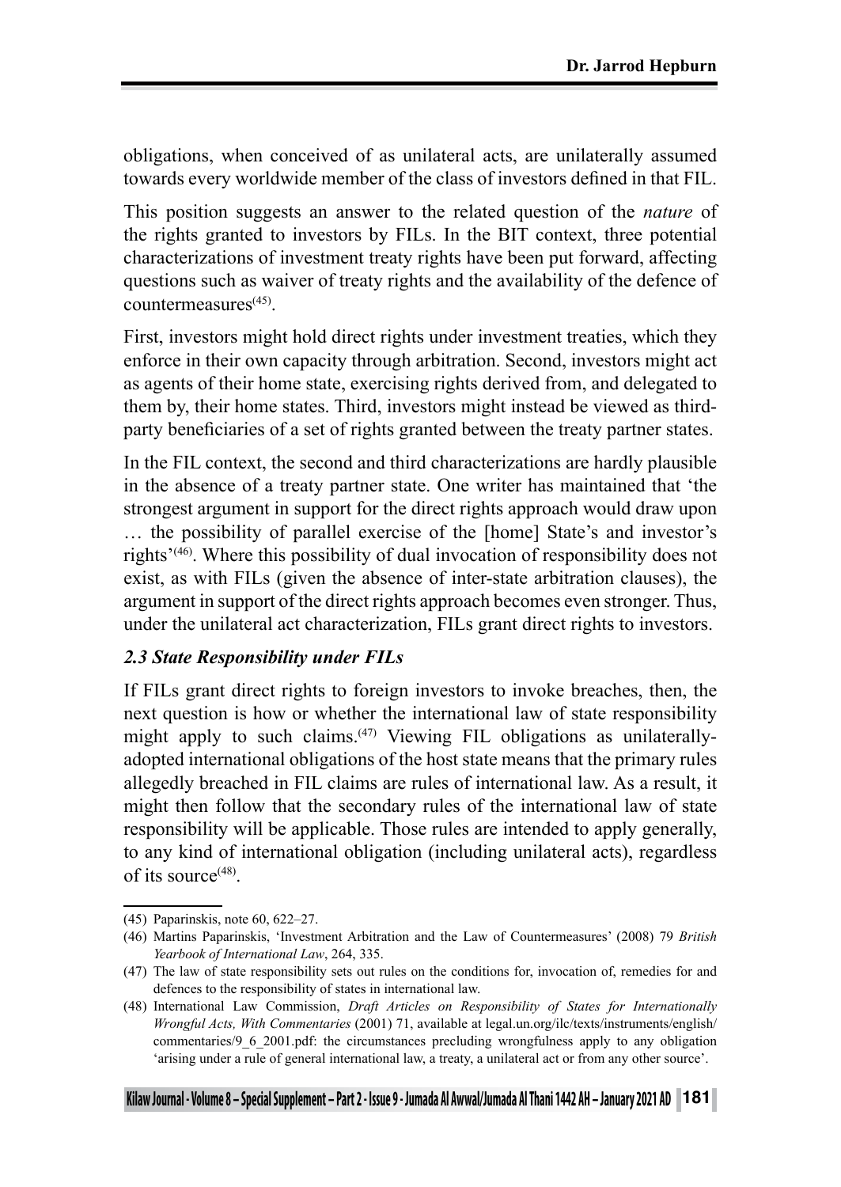obligations, when conceived of as unilateral acts, are unilaterally assumed towards every worldwide member of the class of investors defined in that FIL.

This position suggests an answer to the related question of the *nature* of the rights granted to investors by FILs. In the BIT context, three potential characterizations of investment treaty rights have been put forward, affecting questions such as waiver of treaty rights and the availability of the defence of countermeasures[(45)].

First, investors might hold direct rights under investment treaties, which they enforce in their own capacity through arbitration. Second, investors might act as agents of their home state, exercising rights derived from, and delegated to them by, their home states. Third, investors might instead be viewed as third-party beneficiaries of a set of rights granted between the treaty partner states.

In the FIL context, the second and third characterizations are hardly plausible in the absence of a treaty partner state. One writer has maintained that 'the strongest argument in support for the direct rights approach would draw upon … the possibility of parallel exercise of the [home] State's and investor's rights'[(46)]. Where this possibility of dual invocation of responsibility does not exist, as with FILs (given the absence of inter-state arbitration clauses), the argument in support of the direct rights approach becomes even stronger. Thus, under the unilateral act characterization, FILs grant direct rights to investors.

### *2.3 State Responsibility under FILs*

If FILs grant direct rights to foreign investors to invoke breaches, then, the next question is how or whether the international law of state responsibility might apply to such claims.[(47)] Viewing FIL obligations as unilaterally-adopted international obligations of the host state means that the primary rules allegedly breached in FIL claims are rules of international law. As a result, it might then follow that the secondary rules of the international law of state responsibility will be applicable. Those rules are intended to apply generally, to any kind of international obligation (including unilateral acts), regardless of its source[(48)].

---

(45) Paparinskis, note 60, 622–27.

(46) Martins Paparinskis, 'Investment Arbitration and the Law of Countermeasures' (2008) 79 *British Yearbook of International Law*, 264, 335.

(47) The law of state responsibility sets out rules on the conditions for, invocation of, remedies for and defences to the responsibility of states in international law.

(48) International Law Commission, *Draft Articles on Responsibility of States for Internationally Wrongful Acts, With Commentaries* (2001) 71, available at legal.un.org/ilc/texts/instruments/english/commentaries/9_6_2001.pdf: the circumstances precluding wrongfulness apply to any obligation 'arising under a rule of general international law, a treaty, a unilateral act or from any other source'.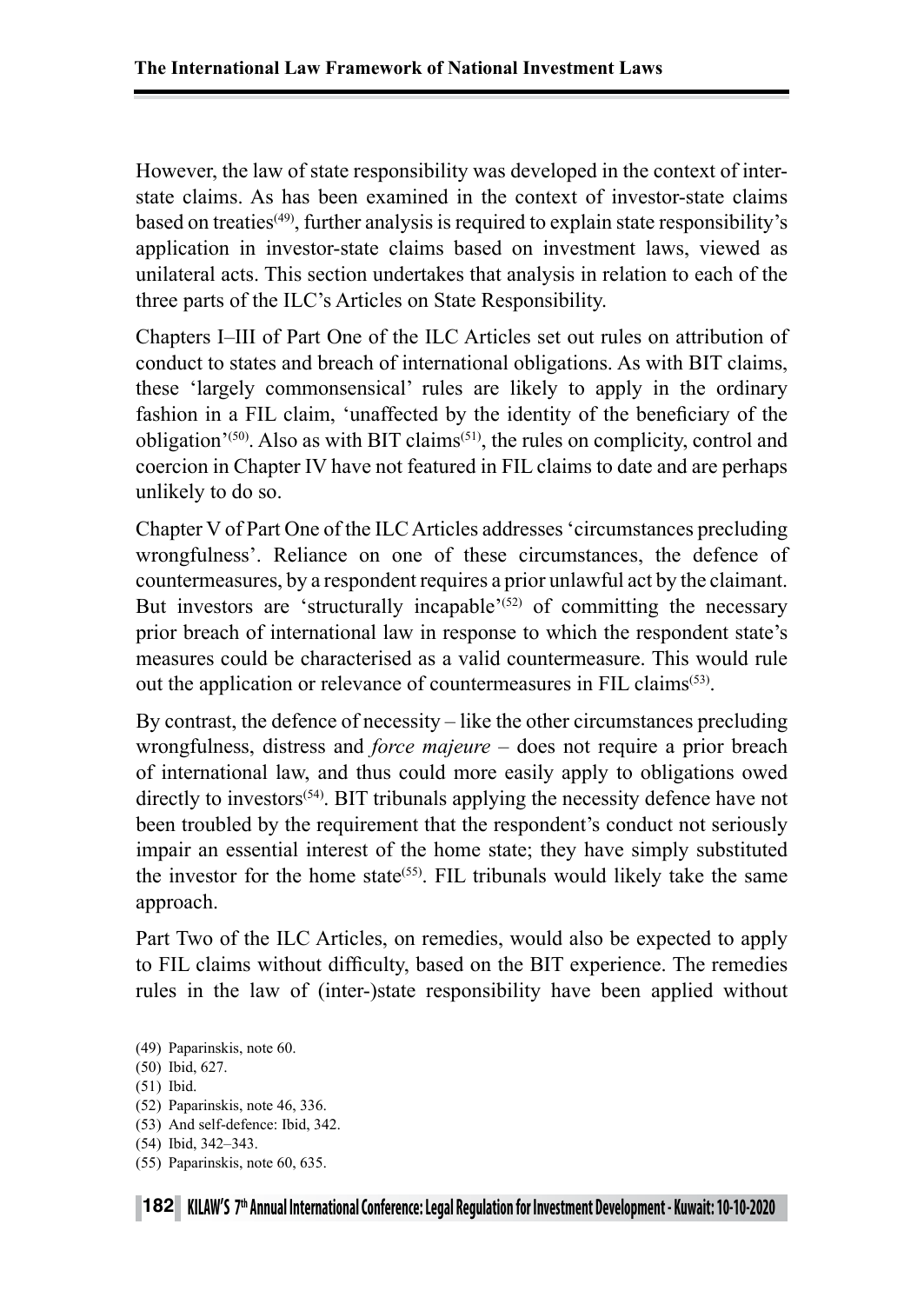However, the law of state responsibility was developed in the context of inter-state claims. As has been examined in the context of investor-state claims based on treaties[(49)], further analysis is required to explain state responsibility's application in investor-state claims based on investment laws, viewed as unilateral acts. This section undertakes that analysis in relation to each of the three parts of the ILC's Articles on State Responsibility.

Chapters I–III of Part One of the ILC Articles set out rules on attribution of conduct to states and breach of international obligations. As with BIT claims, these 'largely commonsensical' rules are likely to apply in the ordinary fashion in a FIL claim, 'unaffected by the identity of the beneficiary of the obligation'[(50)]. Also as with BIT claims[(51)], the rules on complicity, control and coercion in Chapter IV have not featured in FIL claims to date and are perhaps unlikely to do so.

Chapter V of Part One of the ILC Articles addresses 'circumstances precluding wrongfulness'. Reliance on one of these circumstances, the defence of countermeasures, by a respondent requires a prior unlawful act by the claimant. But investors are 'structurally incapable'[(52)] of committing the necessary prior breach of international law in response to which the respondent state's measures could be characterised as a valid countermeasure. This would rule out the application or relevance of countermeasures in FIL claims[(53)].

By contrast, the defence of necessity – like the other circumstances precluding wrongfulness, distress and *force majeure* – does not require a prior breach of international law, and thus could more easily apply to obligations owed directly to investors[(54)]. BIT tribunals applying the necessity defence have not been troubled by the requirement that the respondent's conduct not seriously impair an essential interest of the home state; they have simply substituted the investor for the home state[(55)]. FIL tribunals would likely take the same approach.

Part Two of the ILC Articles, on remedies, would also be expected to apply to FIL claims without difficulty, based on the BIT experience. The remedies rules in the law of (inter-)state responsibility have been applied without

(49) Paparinskis, note 60.
(50) Ibid, 627.
(51) Ibid.
(52) Paparinskis, note 46, 336.
(53) And self-defence: Ibid, 342.
(54) Ibid, 342–343.
(55) Paparinskis, note 60, 635.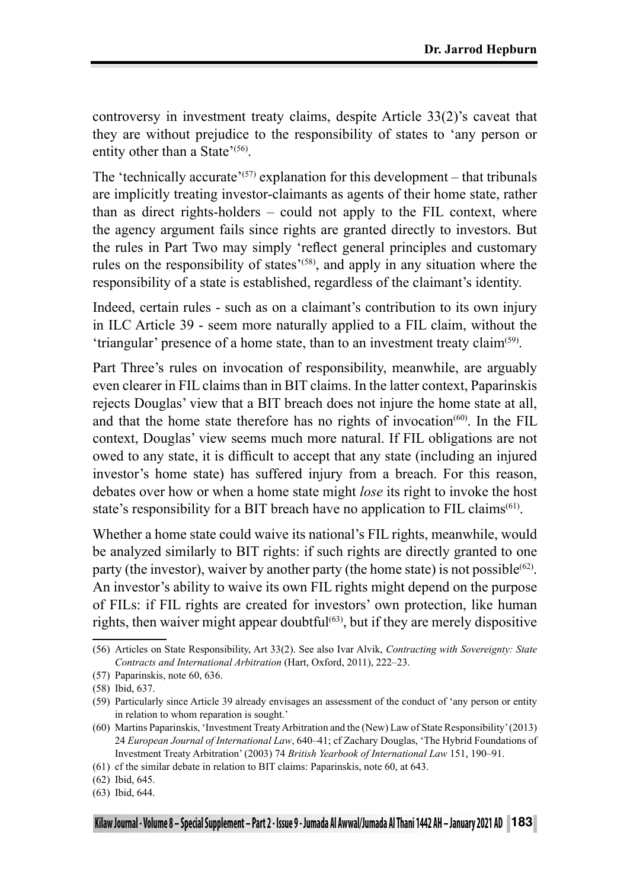controversy in investment treaty claims, despite Article 33(2)'s caveat that they are without prejudice to the responsibility of states to 'any person or entity other than a State'[(56)].

The 'technically accurate'[(57)] explanation for this development – that tribunals are implicitly treating investor-claimants as agents of their home state, rather than as direct rights-holders – could not apply to the FIL context, where the agency argument fails since rights are granted directly to investors. But the rules in Part Two may simply 'reflect general principles and customary rules on the responsibility of states'[(58)], and apply in any situation where the responsibility of a state is established, regardless of the claimant's identity.

Indeed, certain rules - such as on a claimant's contribution to its own injury in ILC Article 39 - seem more naturally applied to a FIL claim, without the 'triangular' presence of a home state, than to an investment treaty claim[(59)].

Part Three's rules on invocation of responsibility, meanwhile, are arguably even clearer in FIL claims than in BIT claims. In the latter context, Paparinskis rejects Douglas' view that a BIT breach does not injure the home state at all, and that the home state therefore has no rights of invocation[(60)]. In the FIL context, Douglas' view seems much more natural. If FIL obligations are not owed to any state, it is difficult to accept that any state (including an injured investor's home state) has suffered injury from a breach. For this reason, debates over how or when a home state might *lose* its right to invoke the host state's responsibility for a BIT breach have no application to FIL claims[(61)].

Whether a home state could waive its national's FIL rights, meanwhile, would be analyzed similarly to BIT rights: if such rights are directly granted to one party (the investor), waiver by another party (the home state) is not possible[(62)]. An investor's ability to waive its own FIL rights might depend on the purpose of FILs: if FIL rights are created for investors' own protection, like human rights, then waiver might appear doubtful[(63)], but if they are merely dispositive

---

(56) Articles on State Responsibility, Art 33(2). See also Ivar Alvik, *Contracting with Sovereignty: State Contracts and International Arbitration* (Hart, Oxford, 2011), 222–23.

(57) Paparinskis, note 60, 636.

(58) Ibid, 637.

(59) Particularly since Article 39 already envisages an assessment of the conduct of 'any person or entity in relation to whom reparation is sought.'

(60) Martins Paparinskis, 'Investment Treaty Arbitration and the (New) Law of State Responsibility' (2013) 24 *European Journal of International Law*, 640–41; cf Zachary Douglas, 'The Hybrid Foundations of Investment Treaty Arbitration' (2003) 74 *British Yearbook of International Law* 151, 190–91.

(61) cf the similar debate in relation to BIT claims: Paparinskis, note 60, at 643.

(62) Ibid, 645.

(63) Ibid, 644.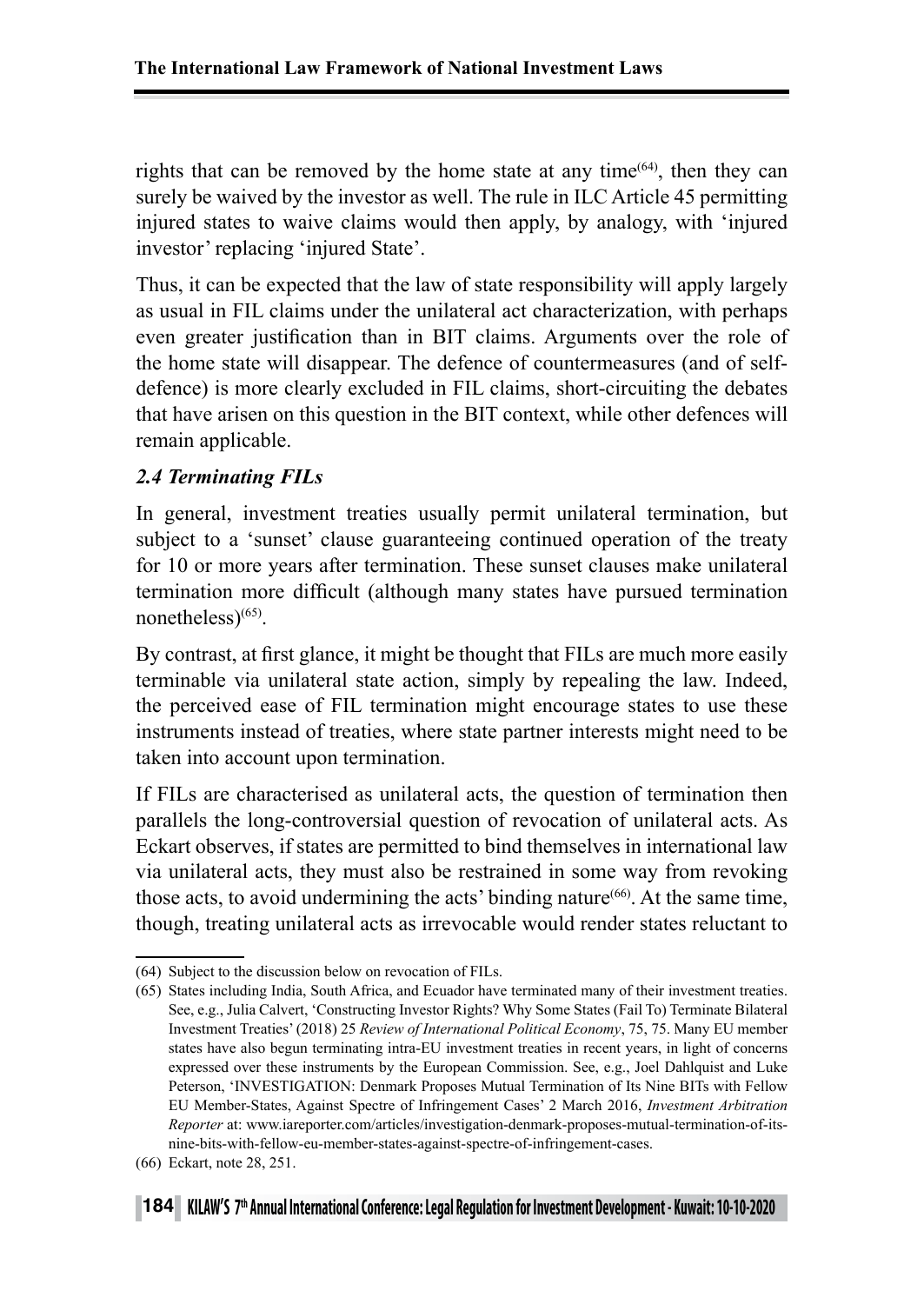rights that can be removed by the home state at any time[64], then they can surely be waived by the investor as well. The rule in ILC Article 45 permitting injured states to waive claims would then apply, by analogy, with 'injured investor' replacing 'injured State'.

Thus, it can be expected that the law of state responsibility will apply largely as usual in FIL claims under the unilateral act characterization, with perhaps even greater justification than in BIT claims. Arguments over the role of the home state will disappear. The defence of countermeasures (and of self-defence) is more clearly excluded in FIL claims, short-circuiting the debates that have arisen on this question in the BIT context, while other defences will remain applicable.

### *2.4 Terminating FILs*

In general, investment treaties usually permit unilateral termination, but subject to a 'sunset' clause guaranteeing continued operation of the treaty for 10 or more years after termination. These sunset clauses make unilateral termination more difficult (although many states have pursued termination nonetheless)[65].

By contrast, at first glance, it might be thought that FILs are much more easily terminable via unilateral state action, simply by repealing the law. Indeed, the perceived ease of FIL termination might encourage states to use these instruments instead of treaties, where state partner interests might need to be taken into account upon termination.

If FILs are characterised as unilateral acts, the question of termination then parallels the long-controversial question of revocation of unilateral acts. As Eckart observes, if states are permitted to bind themselves in international law via unilateral acts, they must also be restrained in some way from revoking those acts, to avoid undermining the acts' binding nature[66]. At the same time, though, treating unilateral acts as irrevocable would render states reluctant to

---

(64) Subject to the discussion below on revocation of FILs.

(65) States including India, South Africa, and Ecuador have terminated many of their investment treaties. See, e.g., Julia Calvert, 'Constructing Investor Rights? Why Some States (Fail To) Terminate Bilateral Investment Treaties' (2018) 25 *Review of International Political Economy*, 75, 75. Many EU member states have also begun terminating intra-EU investment treaties in recent years, in light of concerns expressed over these instruments by the European Commission. See, e.g., Joel Dahlquist and Luke Peterson, 'INVESTIGATION: Denmark Proposes Mutual Termination of Its Nine BITs with Fellow EU Member-States, Against Spectre of Infringement Cases' 2 March 2016, *Investment Arbitration Reporter* at: www.iareporter.com/articles/investigation-denmark-proposes-mutual-termination-of-its-nine-bits-with-fellow-eu-member-states-against-spectre-of-infringement-cases.

(66) Eckart, note 28, 251.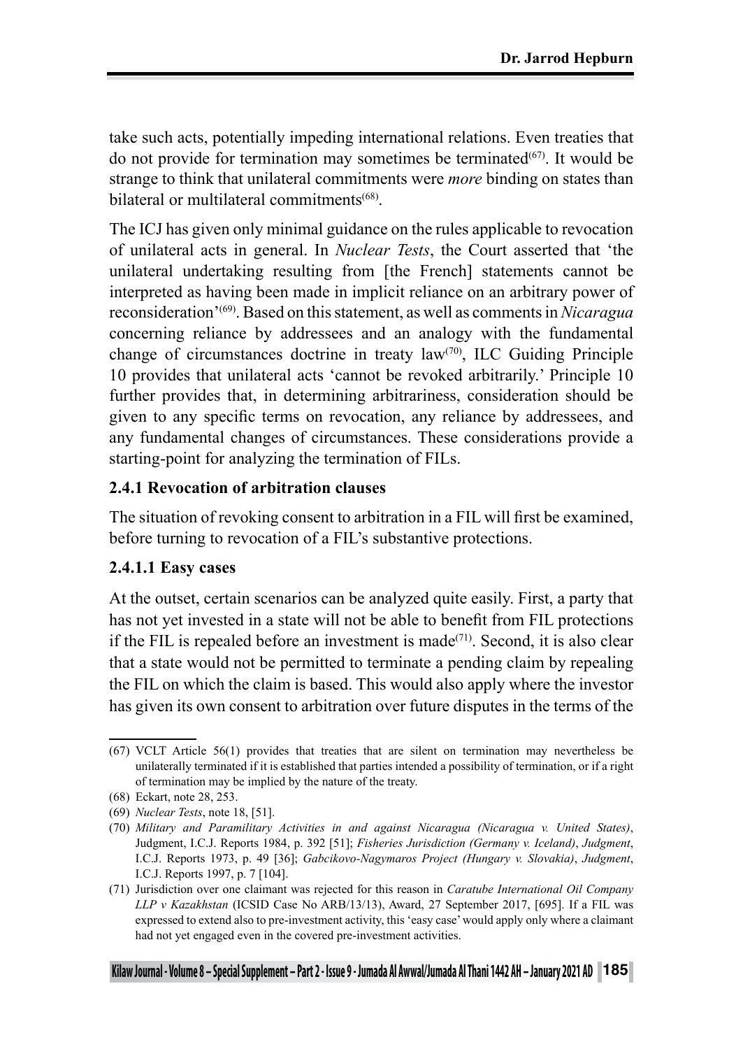take such acts, potentially impeding international relations. Even treaties that do not provide for termination may sometimes be terminated[67]. It would be strange to think that unilateral commitments were *more* binding on states than bilateral or multilateral commitments[68].

The ICJ has given only minimal guidance on the rules applicable to revocation of unilateral acts in general. In *Nuclear Tests*, the Court asserted that 'the unilateral undertaking resulting from [the French] statements cannot be interpreted as having been made in implicit reliance on an arbitrary power of reconsideration'[69]. Based on this statement, as well as comments in *Nicaragua* concerning reliance by addressees and an analogy with the fundamental change of circumstances doctrine in treaty law[70], ILC Guiding Principle 10 provides that unilateral acts 'cannot be revoked arbitrarily.' Principle 10 further provides that, in determining arbitrariness, consideration should be given to any specific terms on revocation, any reliance by addressees, and any fundamental changes of circumstances. These considerations provide a starting-point for analyzing the termination of FILs.

### 2.4.1 Revocation of arbitration clauses

The situation of revoking consent to arbitration in a FIL will first be examined, before turning to revocation of a FIL's substantive protections.

#### 2.4.1.1 Easy cases

At the outset, certain scenarios can be analyzed quite easily. First, a party that has not yet invested in a state will not be able to benefit from FIL protections if the FIL is repealed before an investment is made[71]. Second, it is also clear that a state would not be permitted to terminate a pending claim by repealing the FIL on which the claim is based. This would also apply where the investor has given its own consent to arbitration over future disputes in the terms of the

---

(67) VCLT Article 56(1) provides that treaties that are silent on termination may nevertheless be unilaterally terminated if it is established that parties intended a possibility of termination, or if a right of termination may be implied by the nature of the treaty.

(68) Eckart, note 28, 253.

(69) *Nuclear Tests*, note 18, [51].

(70) *Military and Paramilitary Activities in and against Nicaragua (Nicaragua v. United States)*, Judgment, I.C.J. Reports 1984, p. 392 [51]; *Fisheries Jurisdiction (Germany v. Iceland)*, *Judgment*, I.C.J. Reports 1973, p. 49 [36]; *Gabcikovo-Nagymaros Project (Hungary v. Slovakia)*, *Judgment*, I.C.J. Reports 1997, p. 7 [104].

(71) Jurisdiction over one claimant was rejected for this reason in *Caratube International Oil Company LLP v Kazakhstan* (ICSID Case No ARB/13/13), Award, 27 September 2017, [695]. If a FIL was expressed to extend also to pre-investment activity, this 'easy case' would apply only where a claimant had not yet engaged even in the covered pre-investment activities.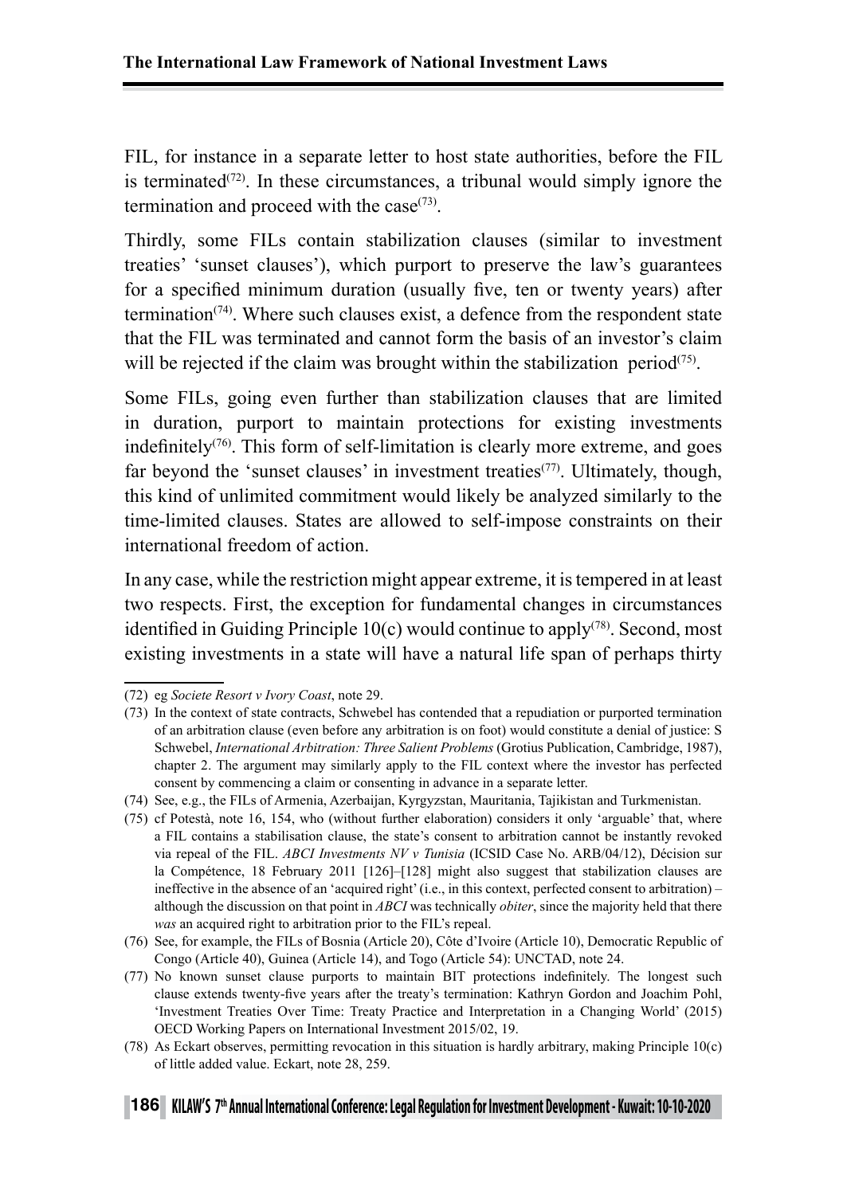FIL, for instance in a separate letter to host state authorities, before the FIL is terminated[72]. In these circumstances, a tribunal would simply ignore the termination and proceed with the case[73].

Thirdly, some FILs contain stabilization clauses (similar to investment treaties' 'sunset clauses'), which purport to preserve the law's guarantees for a specified minimum duration (usually five, ten or twenty years) after termination[74]. Where such clauses exist, a defence from the respondent state that the FIL was terminated and cannot form the basis of an investor's claim will be rejected if the claim was brought within the stabilization period[75].

Some FILs, going even further than stabilization clauses that are limited in duration, purport to maintain protections for existing investments indefinitely[76]. This form of self-limitation is clearly more extreme, and goes far beyond the 'sunset clauses' in investment treaties[77]. Ultimately, though, this kind of unlimited commitment would likely be analyzed similarly to the time-limited clauses. States are allowed to self-impose constraints on their international freedom of action.

In any case, while the restriction might appear extreme, it is tempered in at least two respects. First, the exception for fundamental changes in circumstances identified in Guiding Principle 10(c) would continue to apply[78]. Second, most existing investments in a state will have a natural life span of perhaps thirty

---

(72) eg *Societe Resort v Ivory Coast*, note 29.

(73) In the context of state contracts, Schwebel has contended that a repudiation or purported termination of an arbitration clause (even before any arbitration is on foot) would constitute a denial of justice: S Schwebel, *International Arbitration: Three Salient Problems* (Grotius Publication, Cambridge, 1987), chapter 2. The argument may similarly apply to the FIL context where the investor has perfected consent by commencing a claim or consenting in advance in a separate letter.

(74) See, e.g., the FILs of Armenia, Azerbaijan, Kyrgyzstan, Mauritania, Tajikistan and Turkmenistan.

(75) cf Potestà, note 16, 154, who (without further elaboration) considers it only 'arguable' that, where a FIL contains a stabilisation clause, the state's consent to arbitration cannot be instantly revoked via repeal of the FIL. *ABCI Investments NV v Tunisia* (ICSID Case No. ARB/04/12), Décision sur la Compétence, 18 February 2011 [126]–[128] might also suggest that stabilization clauses are ineffective in the absence of an 'acquired right' (i.e., in this context, perfected consent to arbitration) – although the discussion on that point in *ABCI* was technically *obiter*, since the majority held that there *was* an acquired right to arbitration prior to the FIL's repeal.

(76) See, for example, the FILs of Bosnia (Article 20), Côte d'Ivoire (Article 10), Democratic Republic of Congo (Article 40), Guinea (Article 14), and Togo (Article 54): UNCTAD, note 24.

(77) No known sunset clause purports to maintain BIT protections indefinitely. The longest such clause extends twenty-five years after the treaty's termination: Kathryn Gordon and Joachim Pohl, 'Investment Treaties Over Time: Treaty Practice and Interpretation in a Changing World' (2015) OECD Working Papers on International Investment 2015/02, 19.

(78) As Eckart observes, permitting revocation in this situation is hardly arbitrary, making Principle 10(c) of little added value. Eckart, note 28, 259.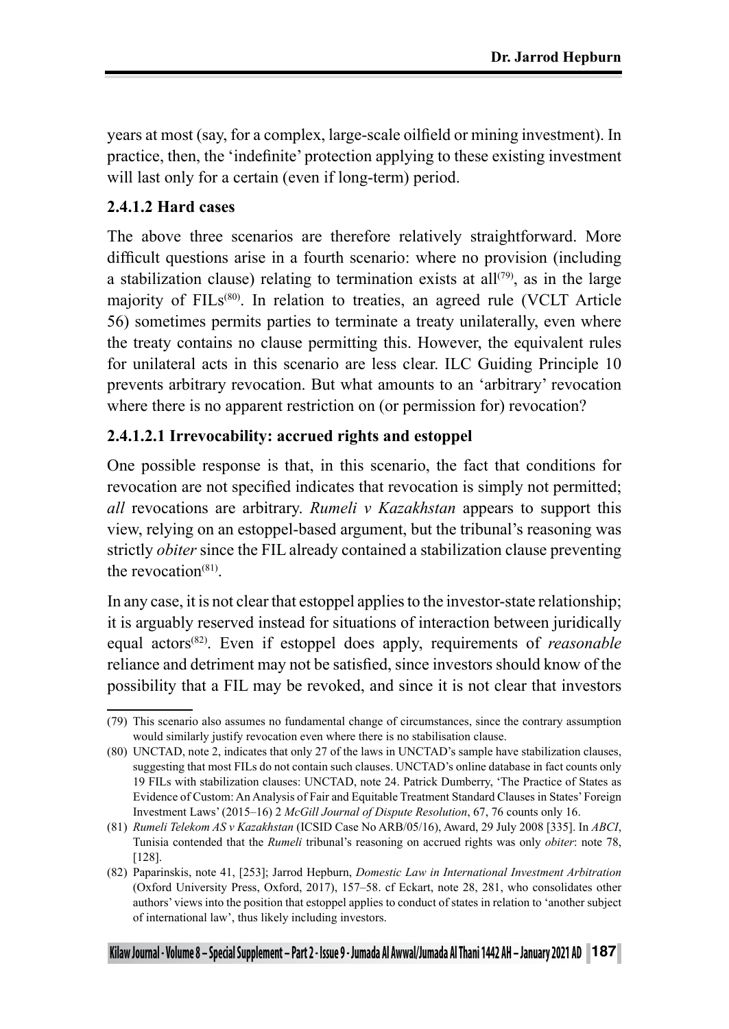years at most (say, for a complex, large-scale oilfield or mining investment). In practice, then, the 'indefinite' protection applying to these existing investment will last only for a certain (even if long-term) period.

#### 2.4.1.2 Hard cases

The above three scenarios are therefore relatively straightforward. More difficult questions arise in a fourth scenario: where no provision (including a stabilization clause) relating to termination exists at all[79], as in the large majority of FILs[80]. In relation to treaties, an agreed rule (VCLT Article 56) sometimes permits parties to terminate a treaty unilaterally, even where the treaty contains no clause permitting this. However, the equivalent rules for unilateral acts in this scenario are less clear. ILC Guiding Principle 10 prevents arbitrary revocation. But what amounts to an 'arbitrary' revocation where there is no apparent restriction on (or permission for) revocation?

##### 2.4.1.2.1 Irrevocability: accrued rights and estoppel

One possible response is that, in this scenario, the fact that conditions for revocation are not specified indicates that revocation is simply not permitted; *all* revocations are arbitrary. *Rumeli v Kazakhstan* appears to support this view, relying on an estoppel-based argument, but the tribunal's reasoning was strictly *obiter* since the FIL already contained a stabilization clause preventing the revocation[81].

In any case, it is not clear that estoppel applies to the investor-state relationship; it is arguably reserved instead for situations of interaction between juridically equal actors[82]. Even if estoppel does apply, requirements of *reasonable* reliance and detriment may not be satisfied, since investors should know of the possibility that a FIL may be revoked, and since it is not clear that investors

---

(79) This scenario also assumes no fundamental change of circumstances, since the contrary assumption would similarly justify revocation even where there is no stabilisation clause.

(80) UNCTAD, note 2, indicates that only 27 of the laws in UNCTAD's sample have stabilization clauses, suggesting that most FILs do not contain such clauses. UNCTAD's online database in fact counts only 19 FILs with stabilization clauses: UNCTAD, note 24. Patrick Dumberry, 'The Practice of States as Evidence of Custom: An Analysis of Fair and Equitable Treatment Standard Clauses in States' Foreign Investment Laws' (2015–16) 2 *McGill Journal of Dispute Resolution*, 67, 76 counts only 16.

(81) *Rumeli Telekom AS v Kazakhstan* (ICSID Case No ARB/05/16), Award, 29 July 2008 [335]. In *ABCI*, Tunisia contended that the *Rumeli* tribunal's reasoning on accrued rights was only *obiter*: note 78, [128].

(82) Paparinskis, note 41, [253]; Jarrod Hepburn, *Domestic Law in International Investment Arbitration* (Oxford University Press, Oxford, 2017), 157–58. cf Eckart, note 28, 281, who consolidates other authors' views into the position that estoppel applies to conduct of states in relation to 'another subject of international law', thus likely including investors.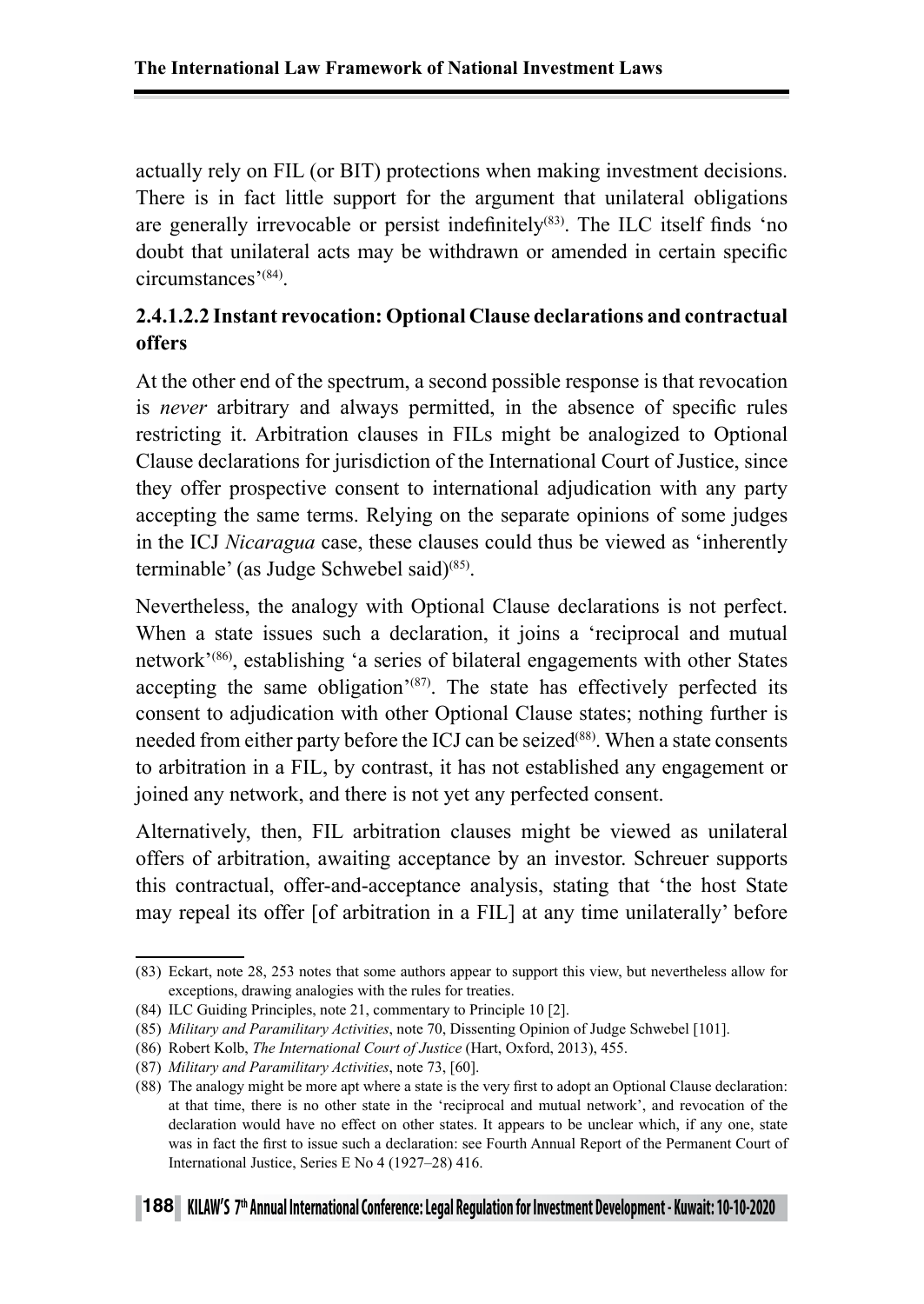actually rely on FIL (or BIT) protections when making investment decisions. There is in fact little support for the argument that unilateral obligations are generally irrevocable or persist indefinitely[83]. The ILC itself finds 'no doubt that unilateral acts may be withdrawn or amended in certain specific circumstances'[84].

### 2.4.1.2.2 Instant revocation: Optional Clause declarations and contractual offers

At the other end of the spectrum, a second possible response is that revocation is *never* arbitrary and always permitted, in the absence of specific rules restricting it. Arbitration clauses in FILs might be analogized to Optional Clause declarations for jurisdiction of the International Court of Justice, since they offer prospective consent to international adjudication with any party accepting the same terms. Relying on the separate opinions of some judges in the ICJ *Nicaragua* case, these clauses could thus be viewed as 'inherently terminable' (as Judge Schwebel said)[85].

Nevertheless, the analogy with Optional Clause declarations is not perfect. When a state issues such a declaration, it joins a 'reciprocal and mutual network'[86], establishing 'a series of bilateral engagements with other States accepting the same obligation'[87]. The state has effectively perfected its consent to adjudication with other Optional Clause states; nothing further is needed from either party before the ICJ can be seized[88]. When a state consents to arbitration in a FIL, by contrast, it has not established any engagement or joined any network, and there is not yet any perfected consent.

Alternatively, then, FIL arbitration clauses might be viewed as unilateral offers of arbitration, awaiting acceptance by an investor. Schreuer supports this contractual, offer-and-acceptance analysis, stating that 'the host State may repeal its offer [of arbitration in a FIL] at any time unilaterally' before

---

(83) Eckart, note 28, 253 notes that some authors appear to support this view, but nevertheless allow for exceptions, drawing analogies with the rules for treaties.

(84) ILC Guiding Principles, note 21, commentary to Principle 10 [2].

(85) *Military and Paramilitary Activities*, note 70, Dissenting Opinion of Judge Schwebel [101].

(86) Robert Kolb, *The International Court of Justice* (Hart, Oxford, 2013), 455.

(87) *Military and Paramilitary Activities*, note 73, [60].

(88) The analogy might be more apt where a state is the very first to adopt an Optional Clause declaration: at that time, there is no other state in the 'reciprocal and mutual network', and revocation of the declaration would have no effect on other states. It appears to be unclear which, if any one, state was in fact the first to issue such a declaration: see Fourth Annual Report of the Permanent Court of International Justice, Series E No 4 (1927–28) 416.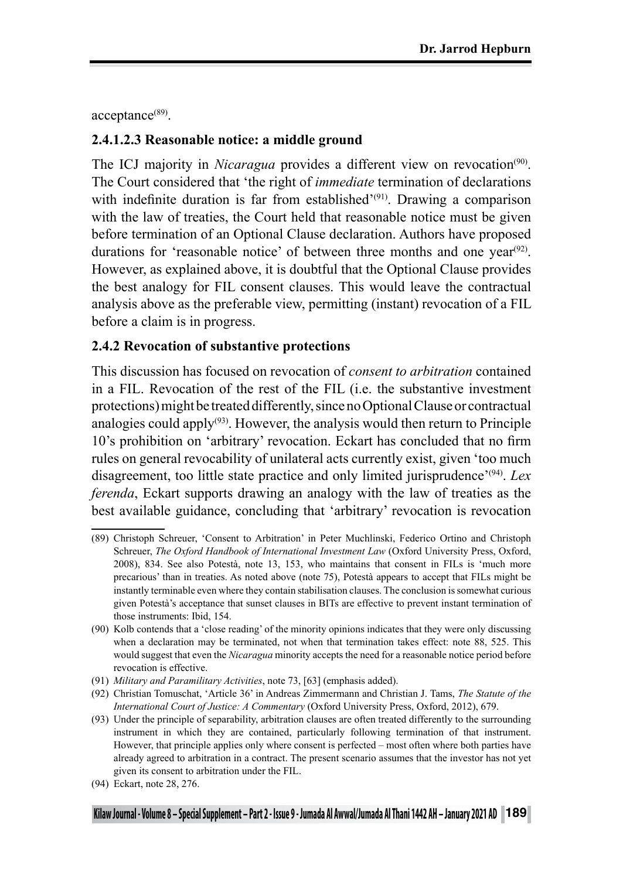acceptance[89].

#### 2.4.1.2.3 Reasonable notice: a middle ground

The ICJ majority in *Nicaragua* provides a different view on revocation[90]. The Court considered that 'the right of *immediate* termination of declarations with indefinite duration is far from established'[91]. Drawing a comparison with the law of treaties, the Court held that reasonable notice must be given before termination of an Optional Clause declaration. Authors have proposed durations for 'reasonable notice' of between three months and one year[92]. However, as explained above, it is doubtful that the Optional Clause provides the best analogy for FIL consent clauses. This would leave the contractual analysis above as the preferable view, permitting (instant) revocation of a FIL before a claim is in progress.

### 2.4.2 Revocation of substantive protections

This discussion has focused on revocation of *consent to arbitration* contained in a FIL. Revocation of the rest of the FIL (i.e. the substantive investment protections) might be treated differently, since no Optional Clause or contractual analogies could apply[93]. However, the analysis would then return to Principle 10's prohibition on 'arbitrary' revocation. Eckart has concluded that no firm rules on general revocability of unilateral acts currently exist, given 'too much disagreement, too little state practice and only limited jurisprudence'[94]. *Lex ferenda*, Eckart supports drawing an analogy with the law of treaties as the best available guidance, concluding that 'arbitrary' revocation is revocation

---

(89) Christoph Schreuer, 'Consent to Arbitration' in Peter Muchlinski, Federico Ortino and Christoph Schreuer, *The Oxford Handbook of International Investment Law* (Oxford University Press, Oxford, 2008), 834. See also Potestà, note 13, 153, who maintains that consent in FILs is 'much more precarious' than in treaties. As noted above (note 75), Potestà appears to accept that FILs might be instantly terminable even where they contain stabilisation clauses. The conclusion is somewhat curious given Potestà's acceptance that sunset clauses in BITs are effective to prevent instant termination of those instruments: Ibid, 154.

(90) Kolb contends that a 'close reading' of the minority opinions indicates that they were only discussing when a declaration may be terminated, not when that termination takes effect: note 88, 525. This would suggest that even the *Nicaragua* minority accepts the need for a reasonable notice period before revocation is effective.

(91) *Military and Paramilitary Activities*, note 73, [63] (emphasis added).

(92) Christian Tomuschat, 'Article 36' in Andreas Zimmermann and Christian J. Tams, *The Statute of the International Court of Justice: A Commentary* (Oxford University Press, Oxford, 2012), 679.

(93) Under the principle of separability, arbitration clauses are often treated differently to the surrounding instrument in which they are contained, particularly following termination of that instrument. However, that principle applies only where consent is perfected – most often where both parties have already agreed to arbitration in a contract. The present scenario assumes that the investor has not yet given its consent to arbitration under the FIL.

(94) Eckart, note 28, 276.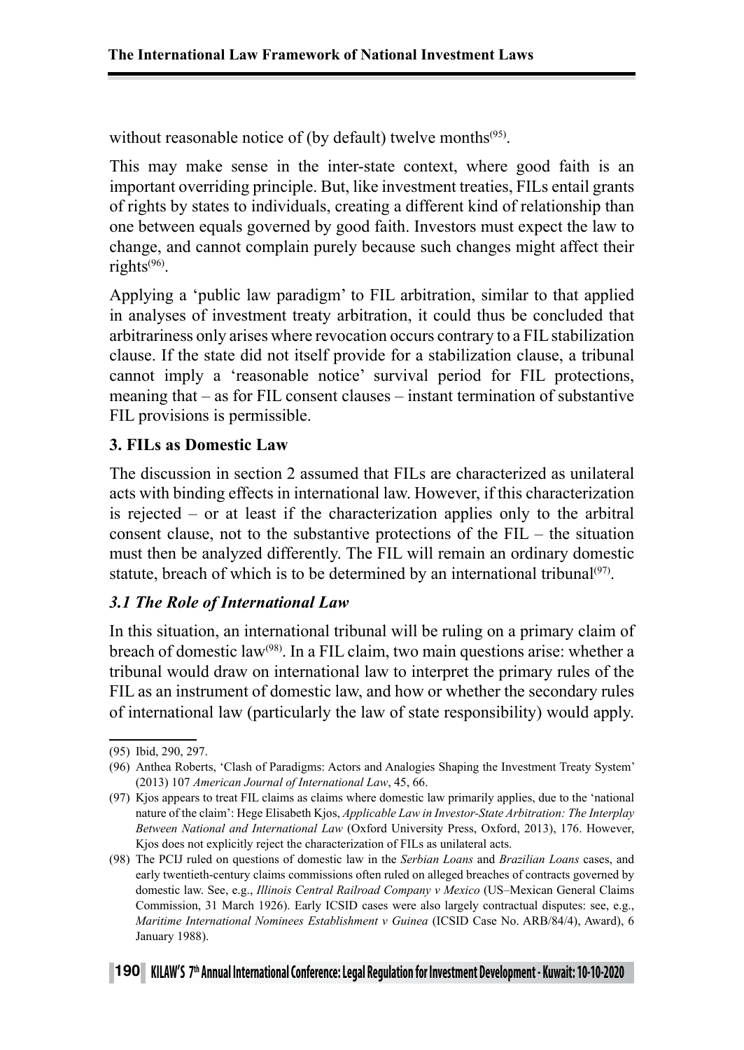without reasonable notice of (by default) twelve months[95].

This may make sense in the inter-state context, where good faith is an important overriding principle. But, like investment treaties, FILs entail grants of rights by states to individuals, creating a different kind of relationship than one between equals governed by good faith. Investors must expect the law to change, and cannot complain purely because such changes might affect their rights[96].

Applying a 'public law paradigm' to FIL arbitration, similar to that applied in analyses of investment treaty arbitration, it could thus be concluded that arbitrariness only arises where revocation occurs contrary to a FIL stabilization clause. If the state did not itself provide for a stabilization clause, a tribunal cannot imply a 'reasonable notice' survival period for FIL protections, meaning that – as for FIL consent clauses – instant termination of substantive FIL provisions is permissible.

## 3. FILs as Domestic Law

The discussion in section 2 assumed that FILs are characterized as unilateral acts with binding effects in international law. However, if this characterization is rejected – or at least if the characterization applies only to the arbitral consent clause, not to the substantive protections of the FIL – the situation must then be analyzed differently. The FIL will remain an ordinary domestic statute, breach of which is to be determined by an international tribunal[97].

### *3.1 The Role of International Law*

In this situation, an international tribunal will be ruling on a primary claim of breach of domestic law[98]. In a FIL claim, two main questions arise: whether a tribunal would draw on international law to interpret the primary rules of the FIL as an instrument of domestic law, and how or whether the secondary rules of international law (particularly the law of state responsibility) would apply.

---

(95) Ibid, 290, 297.

(96) Anthea Roberts, 'Clash of Paradigms: Actors and Analogies Shaping the Investment Treaty System' (2013) 107 *American Journal of International Law*, 45, 66.

(97) Kjos appears to treat FIL claims as claims where domestic law primarily applies, due to the 'national nature of the claim': Hege Elisabeth Kjos, *Applicable Law in Investor-State Arbitration: The Interplay Between National and International Law* (Oxford University Press, Oxford, 2013), 176. However, Kjos does not explicitly reject the characterization of FILs as unilateral acts.

(98) The PCIJ ruled on questions of domestic law in the *Serbian Loans* and *Brazilian Loans* cases, and early twentieth-century claims commissions often ruled on alleged breaches of contracts governed by domestic law. See, e.g., *Illinois Central Railroad Company v Mexico* (US–Mexican General Claims Commission, 31 March 1926). Early ICSID cases were also largely contractual disputes: see, e.g., *Maritime International Nominees Establishment v Guinea* (ICSID Case No. ARB/84/4), Award), 6 January 1988).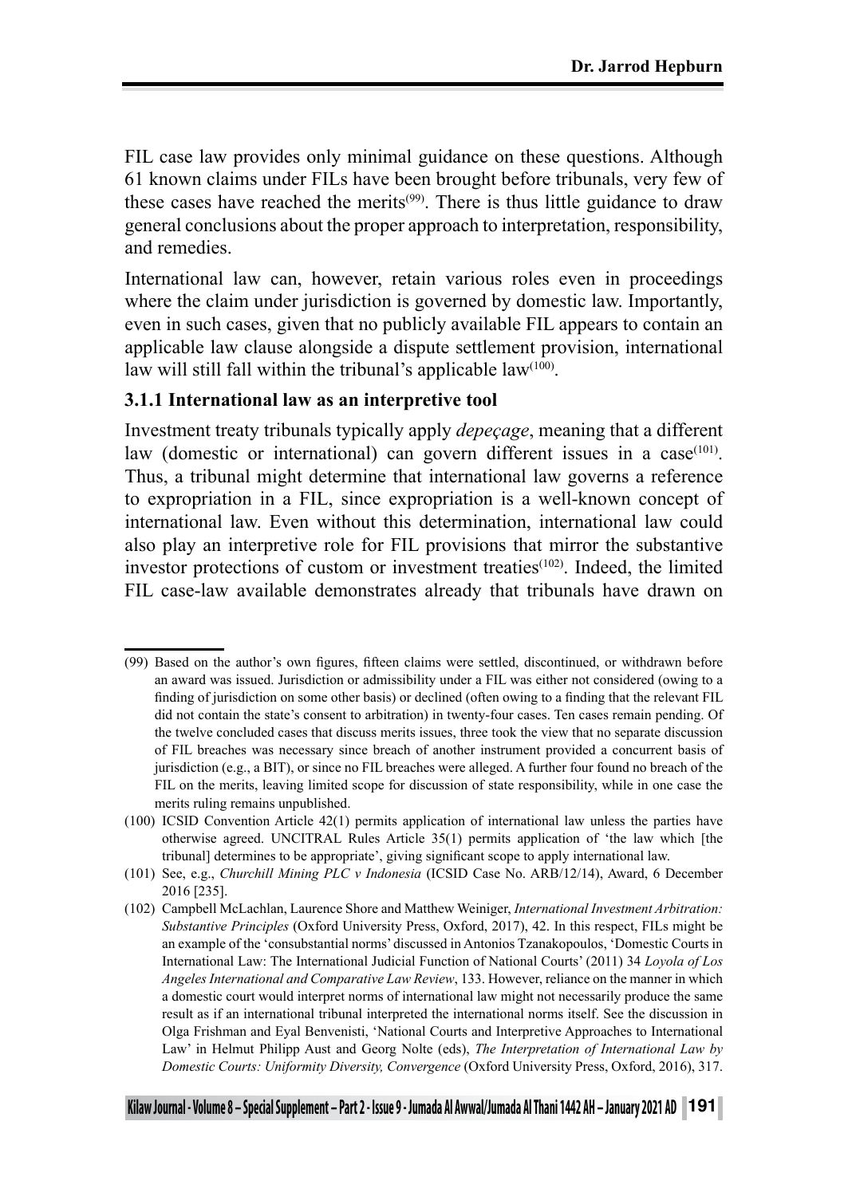FIL case law provides only minimal guidance on these questions. Although 61 known claims under FILs have been brought before tribunals, very few of these cases have reached the merits[(99)]. There is thus little guidance to draw general conclusions about the proper approach to interpretation, responsibility, and remedies.

International law can, however, retain various roles even in proceedings where the claim under jurisdiction is governed by domestic law. Importantly, even in such cases, given that no publicly available FIL appears to contain an applicable law clause alongside a dispute settlement provision, international law will still fall within the tribunal's applicable law[(100)].

### 3.1.1 International law as an interpretive tool

Investment treaty tribunals typically apply *depeçage*, meaning that a different law (domestic or international) can govern different issues in a case[(101)]. Thus, a tribunal might determine that international law governs a reference to expropriation in a FIL, since expropriation is a well-known concept of international law. Even without this determination, international law could also play an interpretive role for FIL provisions that mirror the substantive investor protections of custom or investment treaties[(102)]. Indeed, the limited FIL case-law available demonstrates already that tribunals have drawn on

---

(99) Based on the author's own figures, fifteen claims were settled, discontinued, or withdrawn before an award was issued. Jurisdiction or admissibility under a FIL was either not considered (owing to a finding of jurisdiction on some other basis) or declined (often owing to a finding that the relevant FIL did not contain the state's consent to arbitration) in twenty-four cases. Ten cases remain pending. Of the twelve concluded cases that discuss merits issues, three took the view that no separate discussion of FIL breaches was necessary since breach of another instrument provided a concurrent basis of jurisdiction (e.g., a BIT), or since no FIL breaches were alleged. A further four found no breach of the FIL on the merits, leaving limited scope for discussion of state responsibility, while in one case the merits ruling remains unpublished.

(100) ICSID Convention Article 42(1) permits application of international law unless the parties have otherwise agreed. UNCITRAL Rules Article 35(1) permits application of 'the law which [the tribunal] determines to be appropriate', giving significant scope to apply international law.

(101) See, e.g., *Churchill Mining PLC v Indonesia* (ICSID Case No. ARB/12/14), Award, 6 December 2016 [235].

(102) Campbell McLachlan, Laurence Shore and Matthew Weiniger, *International Investment Arbitration: Substantive Principles* (Oxford University Press, Oxford, 2017), 42. In this respect, FILs might be an example of the 'consubstantial norms' discussed in Antonios Tzanakopoulos, 'Domestic Courts in International Law: The International Judicial Function of National Courts' (2011) 34 *Loyola of Los Angeles International and Comparative Law Review*, 133. However, reliance on the manner in which a domestic court would interpret norms of international law might not necessarily produce the same result as if an international tribunal interpreted the international norms itself. See the discussion in Olga Frishman and Eyal Benvenisti, 'National Courts and Interpretive Approaches to International Law' in Helmut Philipp Aust and Georg Nolte (eds), *The Interpretation of International Law by Domestic Courts: Uniformity Diversity, Convergence* (Oxford University Press, Oxford, 2016), 317.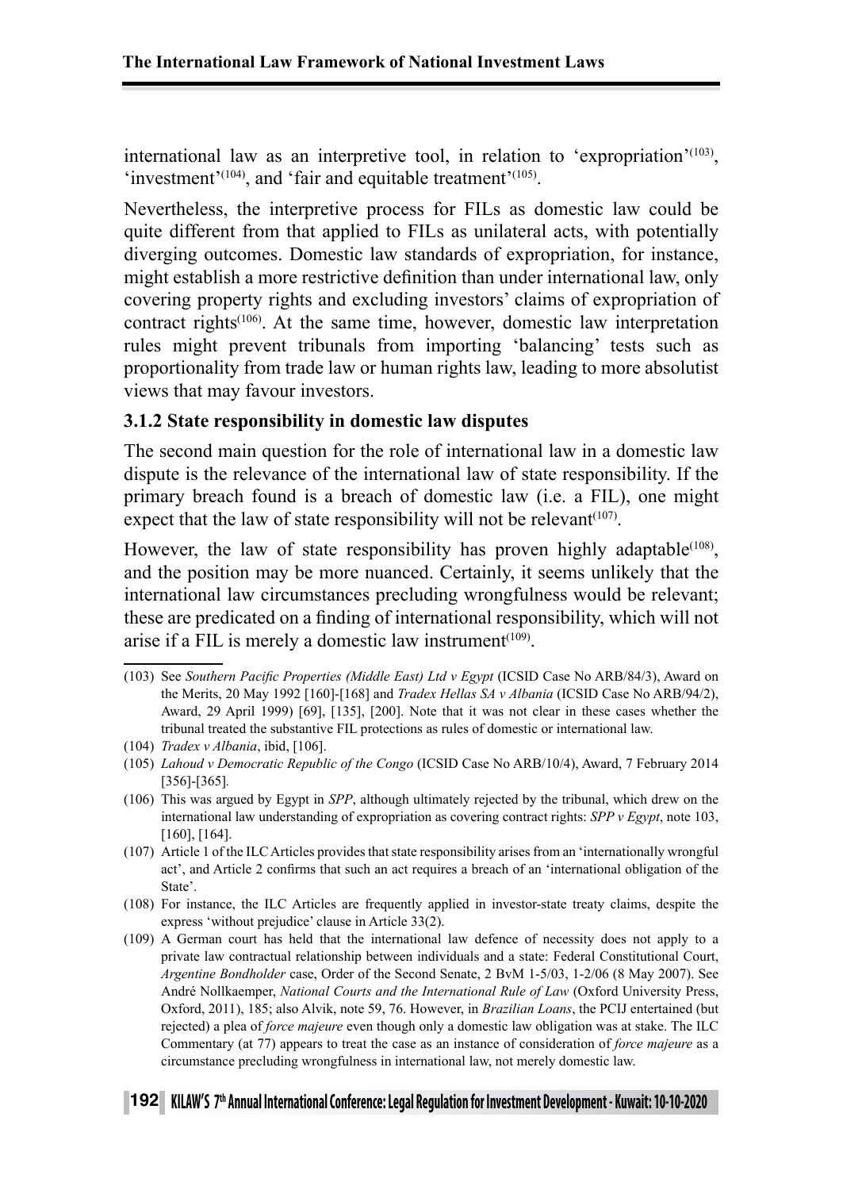international law as an interpretive tool, in relation to 'expropriation'(103), 'investment'(104), and 'fair and equitable treatment'(105).

Nevertheless, the interpretive process for FILs as domestic law could be quite different from that applied to FILs as unilateral acts, with potentially diverging outcomes. Domestic law standards of expropriation, for instance, might establish a more restrictive definition than under international law, only covering property rights and excluding investors' claims of expropriation of contract rights(106). At the same time, however, domestic law interpretation rules might prevent tribunals from importing 'balancing' tests such as proportionality from trade law or human rights law, leading to more absolutist views that may favour investors.

### 3.1.2 State responsibility in domestic law disputes

The second main question for the role of international law in a domestic law dispute is the relevance of the international law of state responsibility. If the primary breach found is a breach of domestic law (i.e. a FIL), one might expect that the law of state responsibility will not be relevant(107).

However, the law of state responsibility has proven highly adaptable(108), and the position may be more nuanced. Certainly, it seems unlikely that the international law circumstances precluding wrongfulness would be relevant; these are predicated on a finding of international responsibility, which will not arise if a FIL is merely a domestic law instrument(109).

---

(103) See *Southern Pacific Properties (Middle East) Ltd v Egypt* (ICSID Case No ARB/84/3), Award on the Merits, 20 May 1992 [160]-[168] and *Tradex Hellas SA v Albania* (ICSID Case No ARB/94/2), Award, 29 April 1999) [69], [135], [200]. Note that it was not clear in these cases whether the tribunal treated the substantive FIL protections as rules of domestic or international law.

(104) *Tradex v Albania*, ibid, [106].

(105) *Lahoud v Democratic Republic of the Congo* (ICSID Case No ARB/10/4), Award, 7 February 2014 [356]-[365].

(106) This was argued by Egypt in *SPP*, although ultimately rejected by the tribunal, which drew on the international law understanding of expropriation as covering contract rights: *SPP v Egypt*, note 103, [160], [164].

(107) Article 1 of the ILC Articles provides that state responsibility arises from an 'internationally wrongful act', and Article 2 confirms that such an act requires a breach of an 'international obligation of the State'.

(108) For instance, the ILC Articles are frequently applied in investor-state treaty claims, despite the express 'without prejudice' clause in Article 33(2).

(109) A German court has held that the international law defence of necessity does not apply to a private law contractual relationship between individuals and a state: Federal Constitutional Court, *Argentine Bondholder* case, Order of the Second Senate, 2 BvM 1-5/03, 1-2/06 (8 May 2007). See André Nollkaemper, *National Courts and the International Rule of Law* (Oxford University Press, Oxford, 2011), 185; also Alvik, note 59, 76. However, in *Brazilian Loans*, the PCIJ entertained (but rejected) a plea of *force majeure* even though only a domestic law obligation was at stake. The ILC Commentary (at 77) appears to treat the case as an instance of consideration of *force majeure* as a circumstance precluding wrongfulness in international law, not merely domestic law.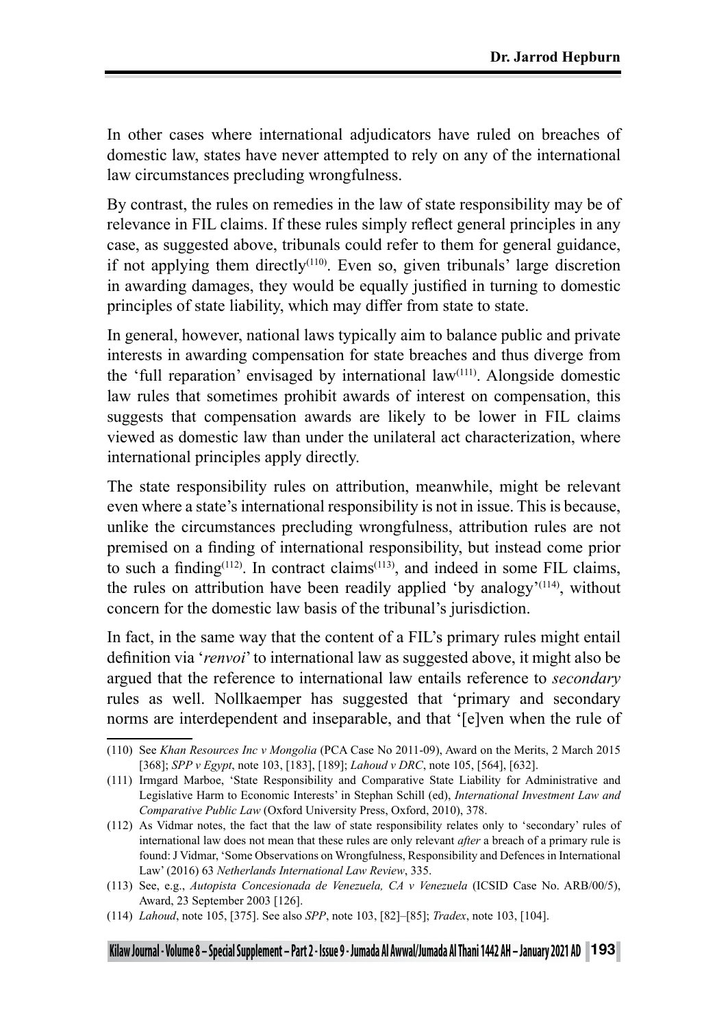In other cases where international adjudicators have ruled on breaches of domestic law, states have never attempted to rely on any of the international law circumstances precluding wrongfulness.

By contrast, the rules on remedies in the law of state responsibility may be of relevance in FIL claims. If these rules simply reflect general principles in any case, as suggested above, tribunals could refer to them for general guidance, if not applying them directly[(110)]. Even so, given tribunals' large discretion in awarding damages, they would be equally justified in turning to domestic principles of state liability, which may differ from state to state.

In general, however, national laws typically aim to balance public and private interests in awarding compensation for state breaches and thus diverge from the 'full reparation' envisaged by international law[(111)]. Alongside domestic law rules that sometimes prohibit awards of interest on compensation, this suggests that compensation awards are likely to be lower in FIL claims viewed as domestic law than under the unilateral act characterization, where international principles apply directly.

The state responsibility rules on attribution, meanwhile, might be relevant even where a state's international responsibility is not in issue. This is because, unlike the circumstances precluding wrongfulness, attribution rules are not premised on a finding of international responsibility, but instead come prior to such a finding[(112)]. In contract claims[(113)], and indeed in some FIL claims, the rules on attribution have been readily applied 'by analogy'[(114)], without concern for the domestic law basis of the tribunal's jurisdiction.

In fact, in the same way that the content of a FIL's primary rules might entail definition via '*renvoi*' to international law as suggested above, it might also be argued that the reference to international law entails reference to *secondary* rules as well. Nollkaemper has suggested that 'primary and secondary norms are interdependent and inseparable, and that '[e]ven when the rule of

---

(110) See *Khan Resources Inc v Mongolia* (PCA Case No 2011-09), Award on the Merits, 2 March 2015 [368]; *SPP v Egypt*, note 103, [183], [189]; *Lahoud v DRC*, note 105, [564], [632].

(111) Irmgard Marboe, 'State Responsibility and Comparative State Liability for Administrative and Legislative Harm to Economic Interests' in Stephan Schill (ed), *International Investment Law and Comparative Public Law* (Oxford University Press, Oxford, 2010), 378.

(112) As Vidmar notes, the fact that the law of state responsibility relates only to 'secondary' rules of international law does not mean that these rules are only relevant *after* a breach of a primary rule is found: J Vidmar, 'Some Observations on Wrongfulness, Responsibility and Defences in International Law' (2016) 63 *Netherlands International Law Review*, 335.

(113) See, e.g., *Autopista Concesionada de Venezuela, CA v Venezuela* (ICSID Case No. ARB/00/5), Award, 23 September 2003 [126].

(114) *Lahoud*, note 105, [375]. See also *SPP*, note 103, [82]–[85]; *Tradex*, note 103, [104].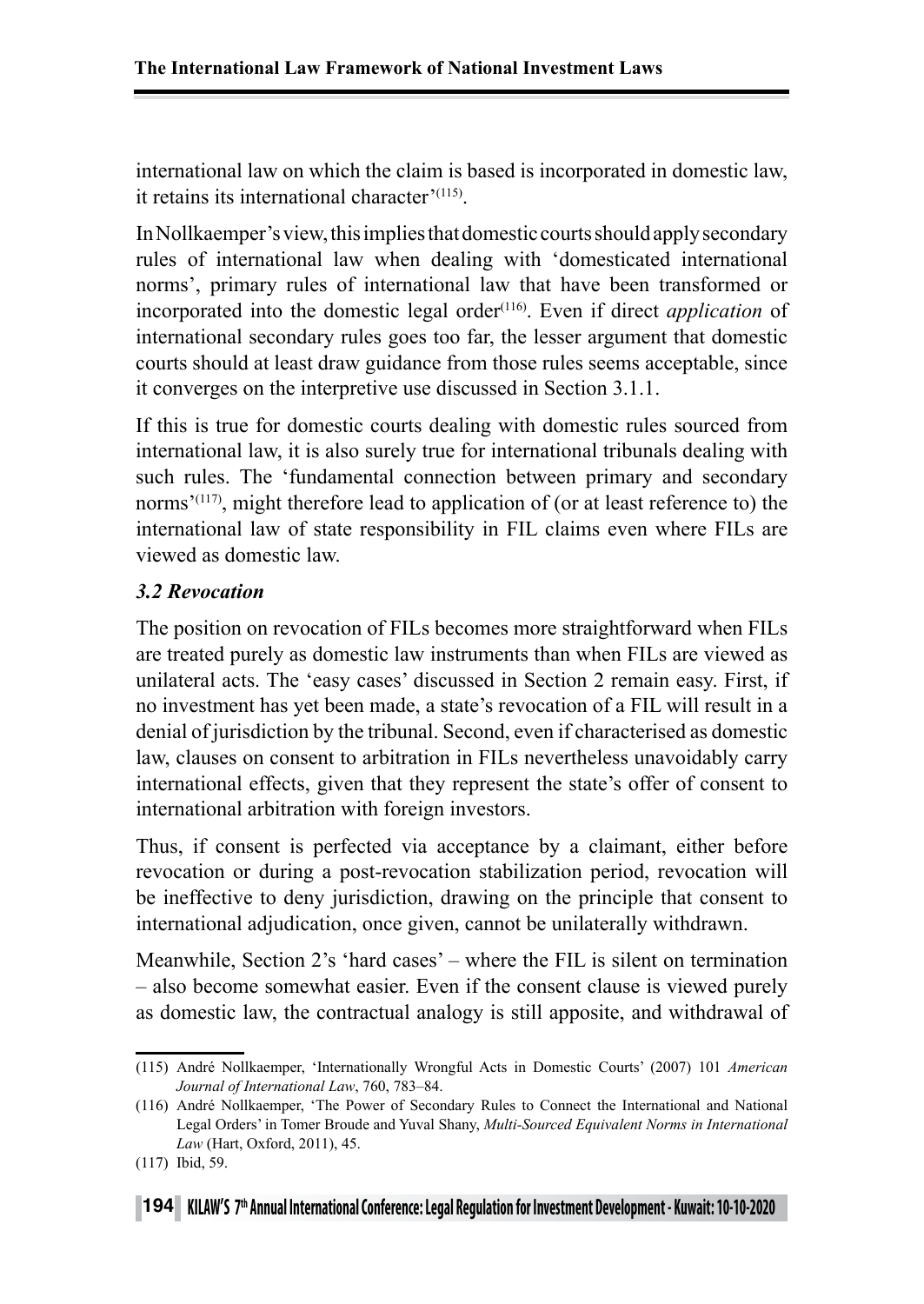international law on which the claim is based is incorporated in domestic law, it retains its international character'[115].

In Nollkaemper's view, this implies that domestic courts should apply secondary rules of international law when dealing with 'domesticated international norms', primary rules of international law that have been transformed or incorporated into the domestic legal order[116]. Even if direct *application* of international secondary rules goes too far, the lesser argument that domestic courts should at least draw guidance from those rules seems acceptable, since it converges on the interpretive use discussed in Section 3.1.1.

If this is true for domestic courts dealing with domestic rules sourced from international law, it is also surely true for international tribunals dealing with such rules. The 'fundamental connection between primary and secondary norms'[117], might therefore lead to application of (or at least reference to) the international law of state responsibility in FIL claims even where FILs are viewed as domestic law.

### *3.2 Revocation*

The position on revocation of FILs becomes more straightforward when FILs are treated purely as domestic law instruments than when FILs are viewed as unilateral acts. The 'easy cases' discussed in Section 2 remain easy. First, if no investment has yet been made, a state's revocation of a FIL will result in a denial of jurisdiction by the tribunal. Second, even if characterised as domestic law, clauses on consent to arbitration in FILs nevertheless unavoidably carry international effects, given that they represent the state's offer of consent to international arbitration with foreign investors.

Thus, if consent is perfected via acceptance by a claimant, either before revocation or during a post-revocation stabilization period, revocation will be ineffective to deny jurisdiction, drawing on the principle that consent to international adjudication, once given, cannot be unilaterally withdrawn.

Meanwhile, Section 2's 'hard cases' – where the FIL is silent on termination – also become somewhat easier. Even if the consent clause is viewed purely as domestic law, the contractual analogy is still apposite, and withdrawal of

(115) André Nollkaemper, 'Internationally Wrongful Acts in Domestic Courts' (2007) 101 *American Journal of International Law*, 760, 783–84.

(116) André Nollkaemper, 'The Power of Secondary Rules to Connect the International and National Legal Orders' in Tomer Broude and Yuval Shany, *Multi-Sourced Equivalent Norms in International Law* (Hart, Oxford, 2011), 45.

(117) Ibid, 59.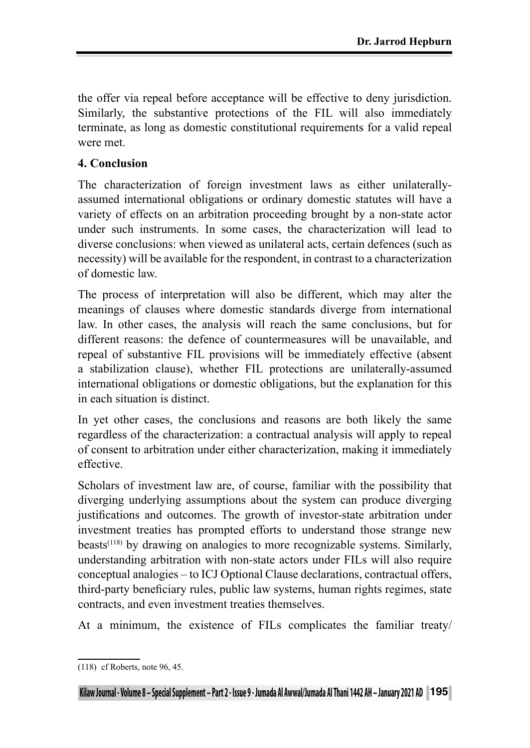the offer via repeal before acceptance will be effective to deny jurisdiction. Similarly, the substantive protections of the FIL will also immediately terminate, as long as domestic constitutional requirements for a valid repeal were met.

## 4. Conclusion

The characterization of foreign investment laws as either unilaterally-assumed international obligations or ordinary domestic statutes will have a variety of effects on an arbitration proceeding brought by a non-state actor under such instruments. In some cases, the characterization will lead to diverse conclusions: when viewed as unilateral acts, certain defences (such as necessity) will be available for the respondent, in contrast to a characterization of domestic law.

The process of interpretation will also be different, which may alter the meanings of clauses where domestic standards diverge from international law. In other cases, the analysis will reach the same conclusions, but for different reasons: the defence of countermeasures will be unavailable, and repeal of substantive FIL provisions will be immediately effective (absent a stabilization clause), whether FIL protections are unilaterally-assumed international obligations or domestic obligations, but the explanation for this in each situation is distinct.

In yet other cases, the conclusions and reasons are both likely the same regardless of the characterization: a contractual analysis will apply to repeal of consent to arbitration under either characterization, making it immediately effective.

Scholars of investment law are, of course, familiar with the possibility that diverging underlying assumptions about the system can produce diverging justifications and outcomes. The growth of investor-state arbitration under investment treaties has prompted efforts to understand those strange new beasts[118] by drawing on analogies to more recognizable systems. Similarly, understanding arbitration with non-state actors under FILs will also require conceptual analogies – to ICJ Optional Clause declarations, contractual offers, third-party beneficiary rules, public law systems, human rights regimes, state contracts, and even investment treaties themselves.

At a minimum, the existence of FILs complicates the familiar treaty/

---

(118) cf Roberts, note 96, 45.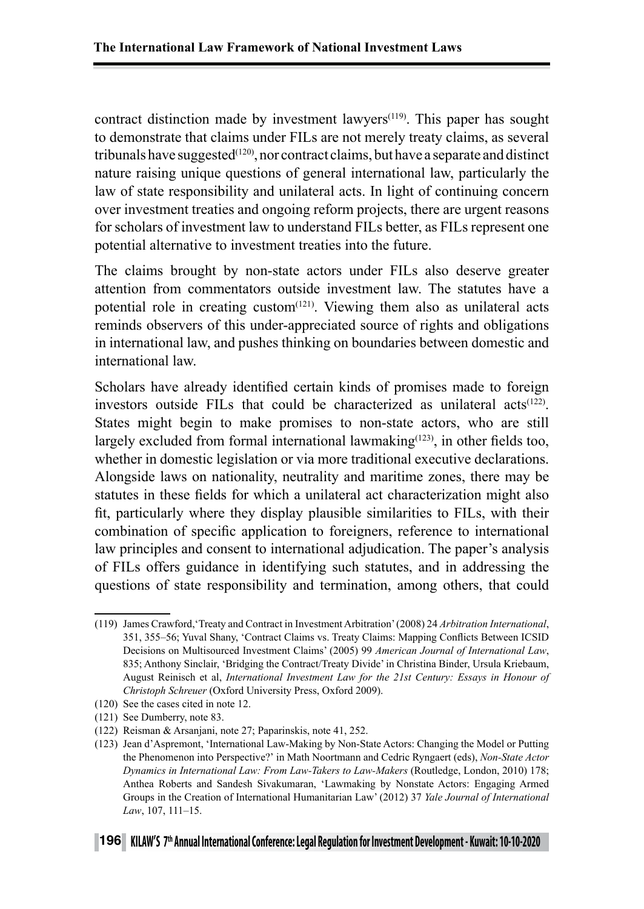contract distinction made by investment lawyers[119]. This paper has sought to demonstrate that claims under FILs are not merely treaty claims, as several tribunals have suggested[120], nor contract claims, but have a separate and distinct nature raising unique questions of general international law, particularly the law of state responsibility and unilateral acts. In light of continuing concern over investment treaties and ongoing reform projects, there are urgent reasons for scholars of investment law to understand FILs better, as FILs represent one potential alternative to investment treaties into the future.

The claims brought by non-state actors under FILs also deserve greater attention from commentators outside investment law. The statutes have a potential role in creating custom[121]. Viewing them also as unilateral acts reminds observers of this under-appreciated source of rights and obligations in international law, and pushes thinking on boundaries between domestic and international law.

Scholars have already identified certain kinds of promises made to foreign investors outside FILs that could be characterized as unilateral acts[122]. States might begin to make promises to non-state actors, who are still largely excluded from formal international lawmaking[123], in other fields too, whether in domestic legislation or via more traditional executive declarations. Alongside laws on nationality, neutrality and maritime zones, there may be statutes in these fields for which a unilateral act characterization might also fit, particularly where they display plausible similarities to FILs, with their combination of specific application to foreigners, reference to international law principles and consent to international adjudication. The paper's analysis of FILs offers guidance in identifying such statutes, and in addressing the questions of state responsibility and termination, among others, that could

---

(119) James Crawford, 'Treaty and Contract in Investment Arbitration' (2008) 24 *Arbitration International*, 351, 355–56; Yuval Shany, 'Contract Claims vs. Treaty Claims: Mapping Conflicts Between ICSID Decisions on Multisourced Investment Claims' (2005) 99 *American Journal of International Law*, 835; Anthony Sinclair, 'Bridging the Contract/Treaty Divide' in Christina Binder, Ursula Kriebaum, August Reinisch et al, *International Investment Law for the 21st Century: Essays in Honour of Christoph Schreuer* (Oxford University Press, Oxford 2009).

(120) See the cases cited in note 12.

(121) See Dumberry, note 83.

(122) Reisman & Arsanjani, note 27; Paparinskis, note 41, 252.

(123) Jean d'Aspremont, 'International Law-Making by Non-State Actors: Changing the Model or Putting the Phenomenon into Perspective?' in Math Noortmann and Cedric Ryngaert (eds), *Non-State Actor Dynamics in International Law: From Law-Takers to Law-Makers* (Routledge, London, 2010) 178; Anthea Roberts and Sandesh Sivakumaran, 'Lawmaking by Nonstate Actors: Engaging Armed Groups in the Creation of International Humanitarian Law' (2012) 37 *Yale Journal of International Law*, 107, 111–15.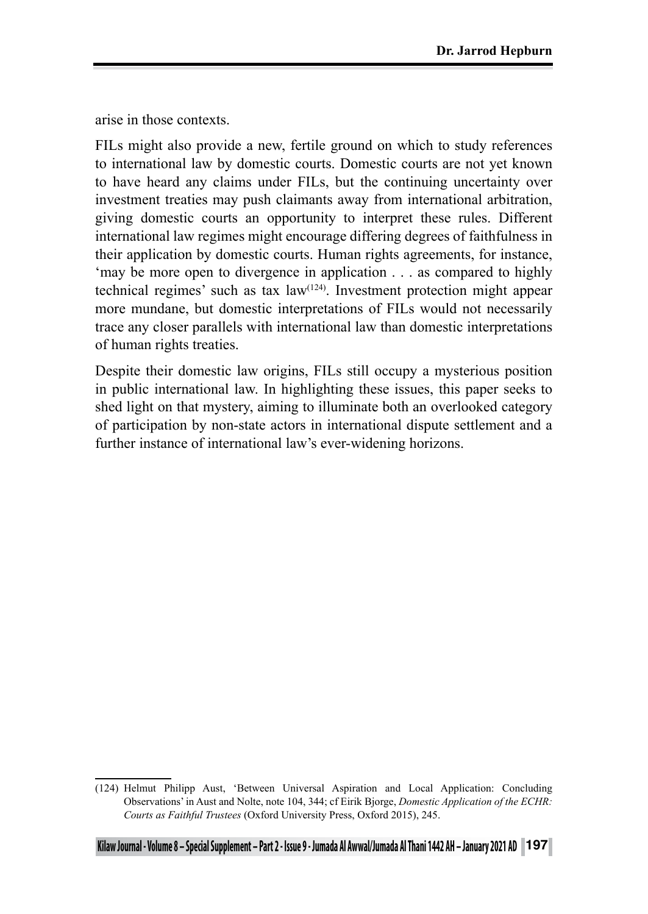arise in those contexts.

FILs might also provide a new, fertile ground on which to study references to international law by domestic courts. Domestic courts are not yet known to have heard any claims under FILs, but the continuing uncertainty over investment treaties may push claimants away from international arbitration, giving domestic courts an opportunity to interpret these rules. Different international law regimes might encourage differing degrees of faithfulness in their application by domestic courts. Human rights agreements, for instance, 'may be more open to divergence in application . . . as compared to highly technical regimes' such as tax law[124]. Investment protection might appear more mundane, but domestic interpretations of FILs would not necessarily trace any closer parallels with international law than domestic interpretations of human rights treaties.

Despite their domestic law origins, FILs still occupy a mysterious position in public international law. In highlighting these issues, this paper seeks to shed light on that mystery, aiming to illuminate both an overlooked category of participation by non-state actors in international dispute settlement and a further instance of international law's ever-widening horizons.

---

(124) Helmut Philipp Aust, 'Between Universal Aspiration and Local Application: Concluding Observations' in Aust and Nolte, note 104, 344; cf Eirik Bjorge, *Domestic Application of the ECHR: Courts as Faithful Trustees* (Oxford University Press, Oxford 2015), 245.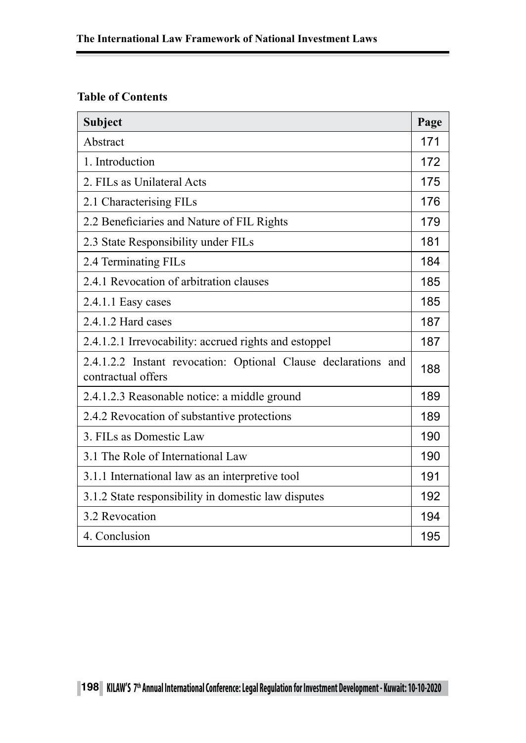**Table of Contents**

| Subject | Page |
|---|---|
| Abstract | 171 |
| 1. Introduction | 172 |
| 2. FILs as Unilateral Acts | 175 |
| 2.1 Characterising FILs | 176 |
| 2.2 Beneficiaries and Nature of FIL Rights | 179 |
| 2.3 State Responsibility under FILs | 181 |
| 2.4 Terminating FILs | 184 |
| 2.4.1 Revocation of arbitration clauses | 185 |
| 2.4.1.1 Easy cases | 185 |
| 2.4.1.2 Hard cases | 187 |
| 2.4.1.2.1 Irrevocability: accrued rights and estoppel | 187 |
| 2.4.1.2.2 Instant revocation: Optional Clause declarations and contractual offers | 188 |
| 2.4.1.2.3 Reasonable notice: a middle ground | 189 |
| 2.4.2 Revocation of substantive protections | 189 |
| 3. FILs as Domestic Law | 190 |
| 3.1 The Role of International Law | 190 |
| 3.1.1 International law as an interpretive tool | 191 |
| 3.1.2 State responsibility in domestic law disputes | 192 |
| 3.2 Revocation | 194 |
| 4. Conclusion | 195 |